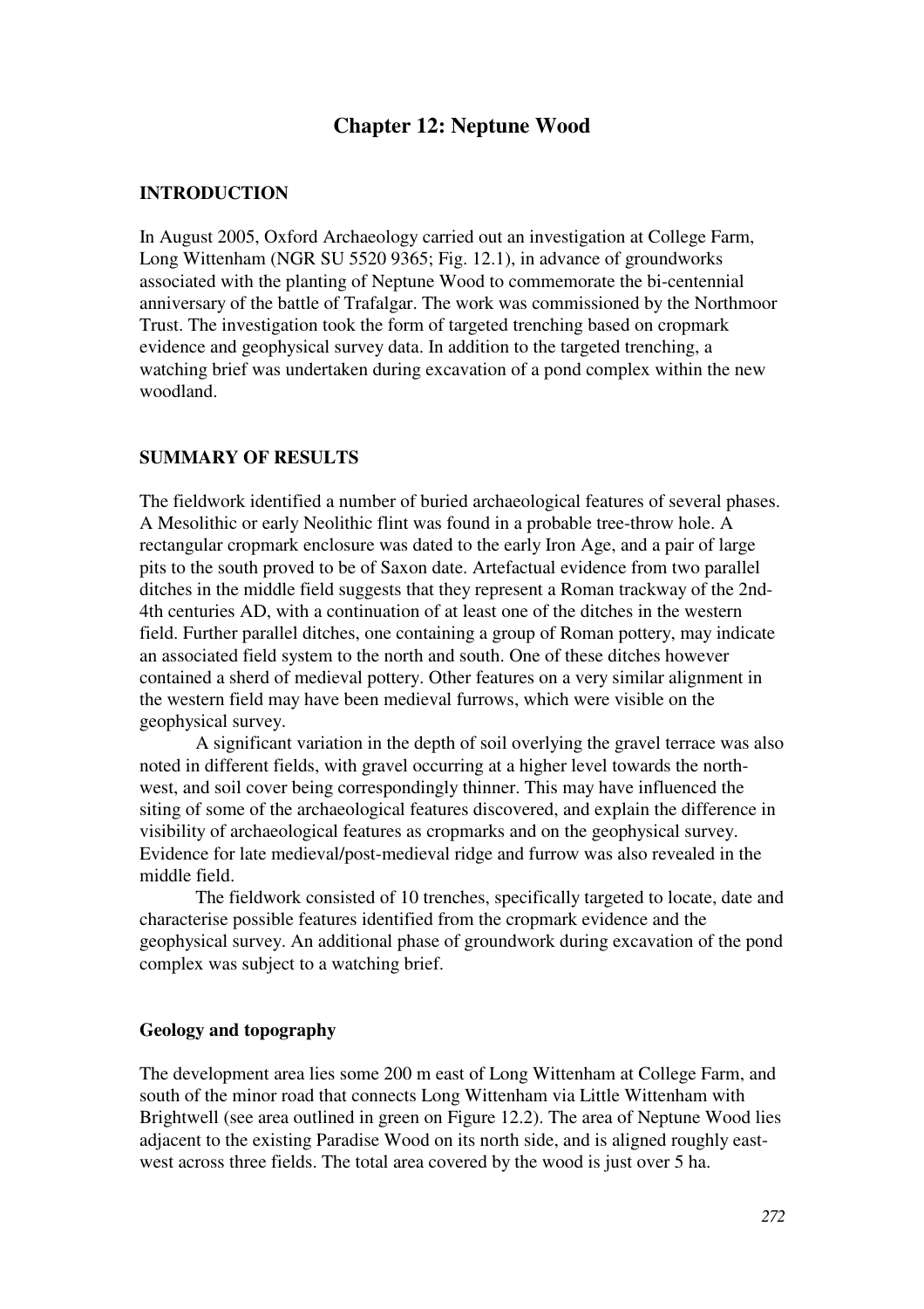# Chapter 12: Neptune Wood

## INTRODUCTION

In August 2005, Oxford Archaeology carried out an investigation at College Farm, Long Wittenham (NGR SU 5520 9365; Fig. 12.1), in advance of groundworks associated with the planting of Neptune Wood to commemorate the bi-centennial anniversary of the battle of Trafalgar. The work was commissioned by the Northmoor Trust. The investigation took the form of targeted trenching based on cropmark evidence and geophysical survey data. In addition to the targeted trenching, a watching brief was undertaken during excavation of a pond complex within the new woodland.

## SUMMARY OF RESULTS

The fieldwork identified a number of buried archaeological features of several phases. A Mesolithic or early Neolithic flint was found in a probable tree-throw hole. A rectangular cropmark enclosure was dated to the early Iron Age, and a pair of large pits to the south proved to be of Saxon date. Artefactual evidence from two parallel ditches in the middle field suggests that they represent a Roman trackway of the 2nd-4th centuries AD, with a continuation of at least one of the ditches in the western field. Further parallel ditches, one containing a group of Roman pottery, may indicate an associated field system to the north and south. One of these ditches however contained a sherd of medieval pottery. Other features on a very similar alignment in the western field may have been medieval furrows, which were visible on the geophysical survey.

A significant variation in the depth of soil overlying the gravel terrace was also noted in different fields, with gravel occurring at a higher level towards the north-west, and soil cover being correspondingly thinner. This may have influenced the siting of some of the archaeological features discovered, and explain the difference in visibility of archaeological features as cropmarks and on the geophysical survey. Evidence for late medieval/post-medieval ridge and furrow was also revealed in the middle field.

The fieldwork consisted of 10 trenches, specifically targeted to locate, date and characterise possible features identified from the cropmark evidence and the geophysical survey. An additional phase of groundwork during excavation of the pond complex was subject to a watching brief.

### Geology and topography

The development area lies some 200 m east of Long Wittenham at College Farm, and south of the minor road that connects Long Wittenham via Little Wittenham with Brightwell (see area outlined in green on Figure 12.2). The area of Neptune Wood lies adjacent to the existing Paradise Wood on its north side, and is aligned roughly east-west across three fields. The total area covered by the wood is just over 5 ha.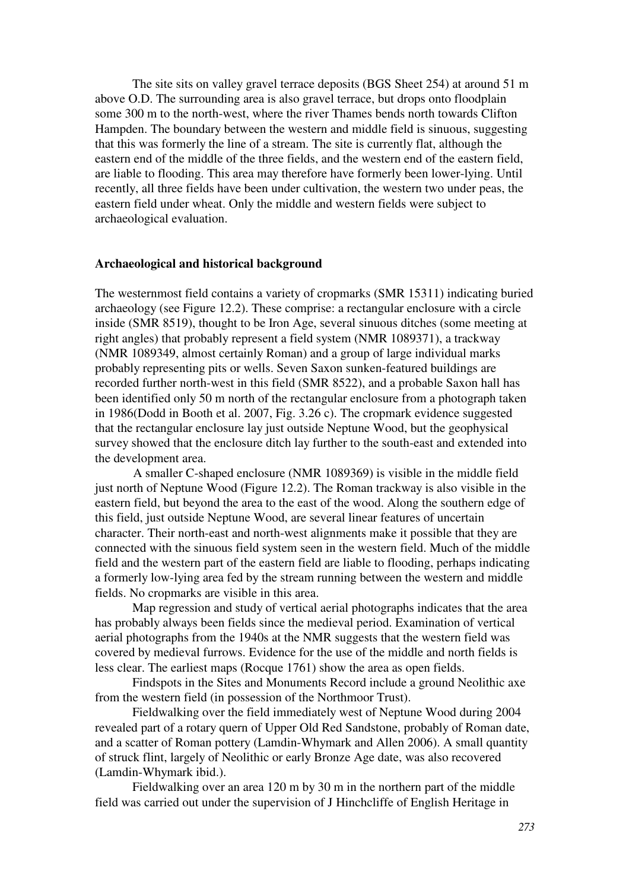The site sits on valley gravel terrace deposits (BGS Sheet 254) at around 51 m above O.D. The surrounding area is also gravel terrace, but drops onto floodplain some 300 m to the north-west, where the river Thames bends north towards Clifton Hampden. The boundary between the western and middle field is sinuous, suggesting that this was formerly the line of a stream. The site is currently flat, although the eastern end of the middle of the three fields, and the western end of the eastern field, are liable to flooding. This area may therefore have formerly been lower-lying. Until recently, all three fields have been under cultivation, the western two under peas, the eastern field under wheat. Only the middle and western fields were subject to archaeological evaluation.

**Archaeological and historical background**

The westernmost field contains a variety of cropmarks (SMR 15311) indicating buried archaeology (see Figure 12.2). These comprise: a rectangular enclosure with a circle inside (SMR 8519), thought to be Iron Age, several sinuous ditches (some meeting at right angles) that probably represent a field system (NMR 1089371), a trackway (NMR 1089349, almost certainly Roman) and a group of large individual marks probably representing pits or wells. Seven Saxon sunken-featured buildings are recorded further north-west in this field (SMR 8522), and a probable Saxon hall has been identified only 50 m north of the rectangular enclosure from a photograph taken in 1986(Dodd in Booth et al. 2007, Fig. 3.26 c). The cropmark evidence suggested that the rectangular enclosure lay just outside Neptune Wood, but the geophysical survey showed that the enclosure ditch lay further to the south-east and extended into the development area.

A smaller C-shaped enclosure (NMR 1089369) is visible in the middle field just north of Neptune Wood (Figure 12.2). The Roman trackway is also visible in the eastern field, but beyond the area to the east of the wood. Along the southern edge of this field, just outside Neptune Wood, are several linear features of uncertain character. Their north-east and north-west alignments make it possible that they are connected with the sinuous field system seen in the western field. Much of the middle field and the western part of the eastern field are liable to flooding, perhaps indicating a formerly low-lying area fed by the stream running between the western and middle fields. No cropmarks are visible in this area.

Map regression and study of vertical aerial photographs indicates that the area has probably always been fields since the medieval period. Examination of vertical aerial photographs from the 1940s at the NMR suggests that the western field was covered by medieval furrows. Evidence for the use of the middle and north fields is less clear. The earliest maps (Rocque 1761) show the area as open fields.

Findspots in the Sites and Monuments Record include a ground Neolithic axe from the western field (in possession of the Northmoor Trust).

Fieldwalking over the field immediately west of Neptune Wood during 2004 revealed part of a rotary quern of Upper Old Red Sandstone, probably of Roman date, and a scatter of Roman pottery (Lamdin-Whymark and Allen 2006). A small quantity of struck flint, largely of Neolithic or early Bronze Age date, was also recovered (Lamdin-Whymark ibid.).

Fieldwalking over an area 120 m by 30 m in the northern part of the middle field was carried out under the supervision of J Hinchcliffe of English Heritage in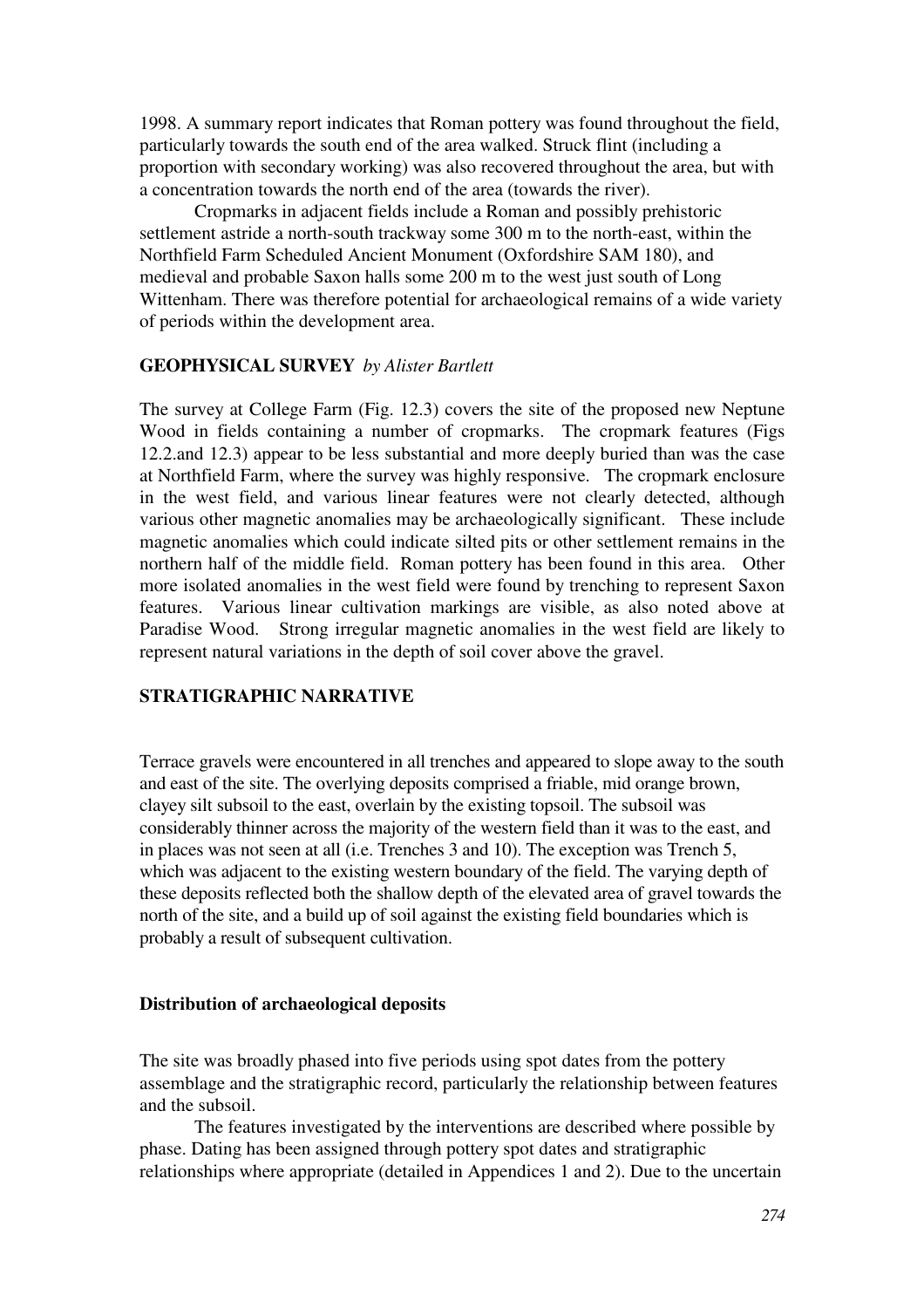1998. A summary report indicates that Roman pottery was found throughout the field, particularly towards the south end of the area walked. Struck flint (including a proportion with secondary working) was also recovered throughout the area, but with a concentration towards the north end of the area (towards the river).

Cropmarks in adjacent fields include a Roman and possibly prehistoric settlement astride a north-south trackway some 300 m to the north-east, within the Northfield Farm Scheduled Ancient Monument (Oxfordshire SAM 180), and medieval and probable Saxon halls some 200 m to the west just south of Long Wittenham. There was therefore potential for archaeological remains of a wide variety of periods within the development area.

## GEOPHYSICAL SURVEY *by Alister Bartlett*

The survey at College Farm (Fig. 12.3) covers the site of the proposed new Neptune Wood in fields containing a number of cropmarks. The cropmark features (Figs 12.2.and 12.3) appear to be less substantial and more deeply buried than was the case at Northfield Farm, where the survey was highly responsive. The cropmark enclosure in the west field, and various linear features were not clearly detected, although various other magnetic anomalies may be archaeologically significant. These include magnetic anomalies which could indicate silted pits or other settlement remains in the northern half of the middle field. Roman pottery has been found in this area. Other more isolated anomalies in the west field were found by trenching to represent Saxon features. Various linear cultivation markings are visible, as also noted above at Paradise Wood. Strong irregular magnetic anomalies in the west field are likely to represent natural variations in the depth of soil cover above the gravel.

## STRATIGRAPHIC NARRATIVE

Terrace gravels were encountered in all trenches and appeared to slope away to the south and east of the site. The overlying deposits comprised a friable, mid orange brown, clayey silt subsoil to the east, overlain by the existing topsoil. The subsoil was considerably thinner across the majority of the western field than it was to the east, and in places was not seen at all (i.e. Trenches 3 and 10). The exception was Trench 5, which was adjacent to the existing western boundary of the field. The varying depth of these deposits reflected both the shallow depth of the elevated area of gravel towards the north of the site, and a build up of soil against the existing field boundaries which is probably a result of subsequent cultivation.

### Distribution of archaeological deposits

The site was broadly phased into five periods using spot dates from the pottery assemblage and the stratigraphic record, particularly the relationship between features and the subsoil.

The features investigated by the interventions are described where possible by phase. Dating has been assigned through pottery spot dates and stratigraphic relationships where appropriate (detailed in Appendices 1 and 2). Due to the uncertain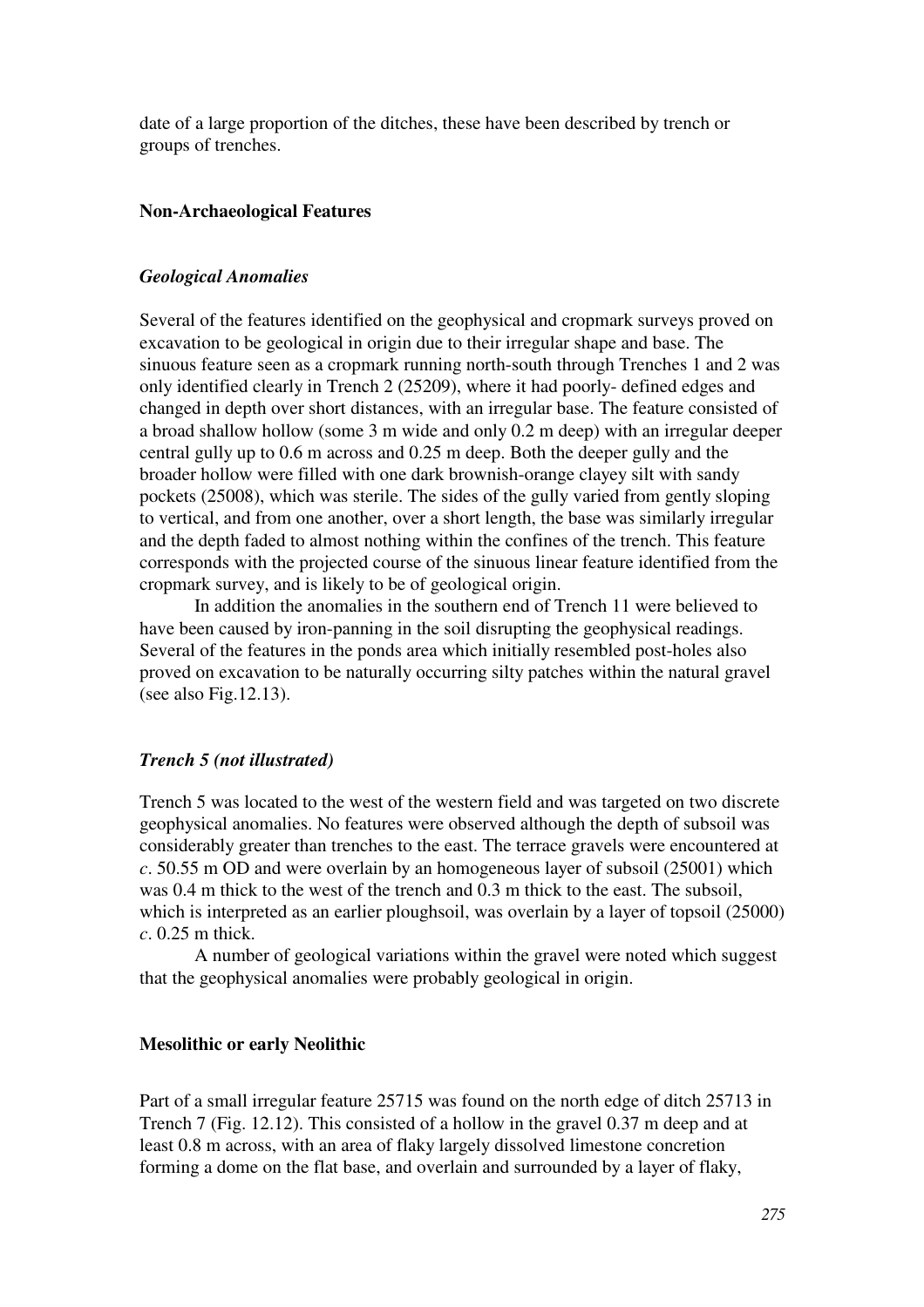date of a large proportion of the ditches, these have been described by trench or groups of trenches.

## Non-Archaeological Features

### *Geological Anomalies*

Several of the features identified on the geophysical and cropmark surveys proved on excavation to be geological in origin due to their irregular shape and base. The sinuous feature seen as a cropmark running north-south through Trenches 1 and 2 was only identified clearly in Trench 2 (25209), where it had poorly- defined edges and changed in depth over short distances, with an irregular base. The feature consisted of a broad shallow hollow (some 3 m wide and only 0.2 m deep) with an irregular deeper central gully up to 0.6 m across and 0.25 m deep. Both the deeper gully and the broader hollow were filled with one dark brownish-orange clayey silt with sandy pockets (25008), which was sterile. The sides of the gully varied from gently sloping to vertical, and from one another, over a short length, the base was similarly irregular and the depth faded to almost nothing within the confines of the trench. This feature corresponds with the projected course of the sinuous linear feature identified from the cropmark survey, and is likely to be of geological origin.

In addition the anomalies in the southern end of Trench 11 were believed to have been caused by iron-panning in the soil disrupting the geophysical readings. Several of the features in the ponds area which initially resembled post-holes also proved on excavation to be naturally occurring silty patches within the natural gravel (see also Fig.12.13).

### *Trench 5 (not illustrated)*

Trench 5 was located to the west of the western field and was targeted on two discrete geophysical anomalies. No features were observed although the depth of subsoil was considerably greater than trenches to the east. The terrace gravels were encountered at *c*. 50.55 m OD and were overlain by an homogeneous layer of subsoil (25001) which was 0.4 m thick to the west of the trench and 0.3 m thick to the east. The subsoil, which is interpreted as an earlier ploughsoil, was overlain by a layer of topsoil (25000) *c*. 0.25 m thick.

A number of geological variations within the gravel were noted which suggest that the geophysical anomalies were probably geological in origin.

## Mesolithic or early Neolithic

Part of a small irregular feature 25715 was found on the north edge of ditch 25713 in Trench 7 (Fig. 12.12). This consisted of a hollow in the gravel 0.37 m deep and at least 0.8 m across, with an area of flaky largely dissolved limestone concretion forming a dome on the flat base, and overlain and surrounded by a layer of flaky,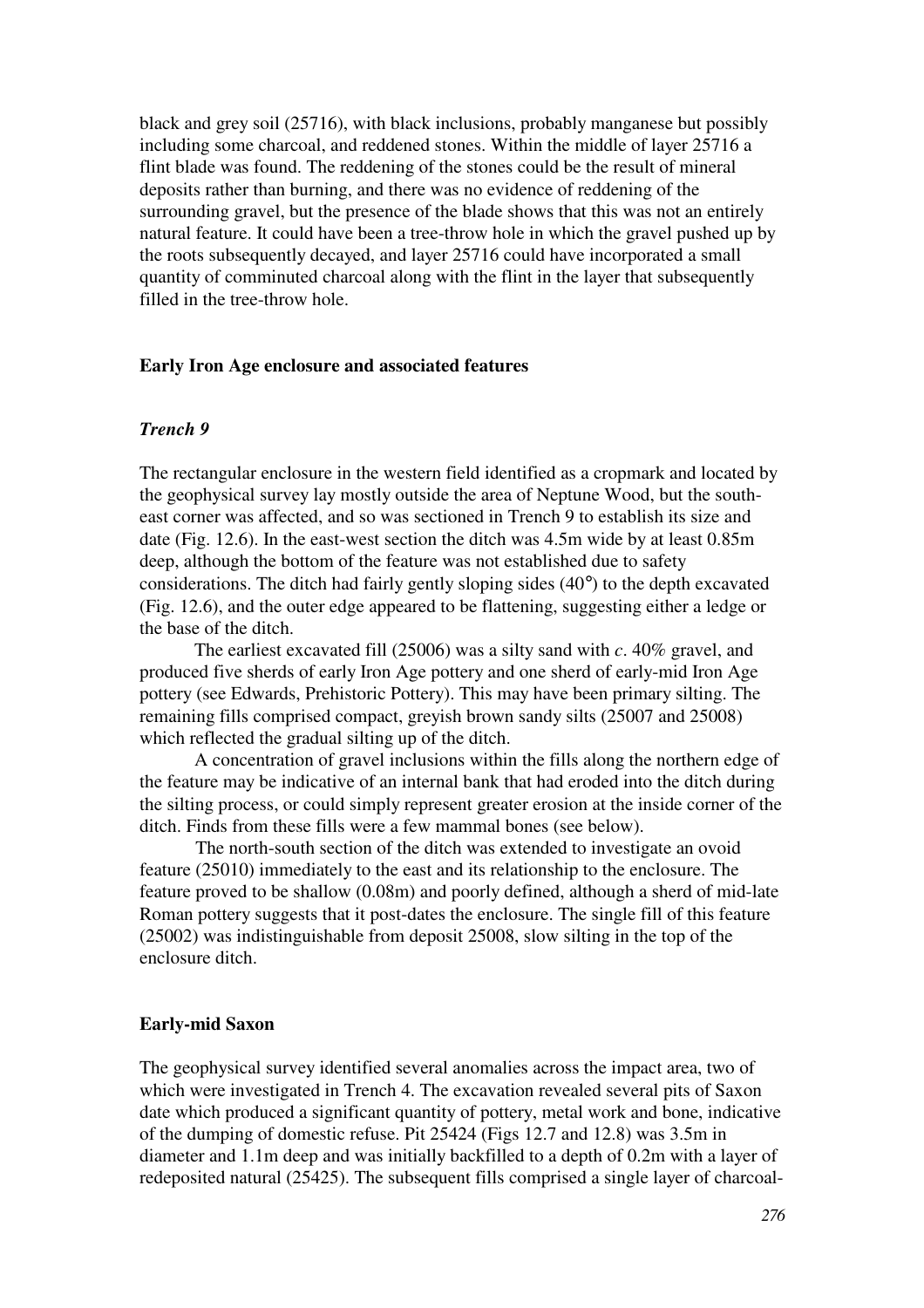black and grey soil (25716), with black inclusions, probably manganese but possibly including some charcoal, and reddened stones. Within the middle of layer 25716 a flint blade was found. The reddening of the stones could be the result of mineral deposits rather than burning, and there was no evidence of reddening of the surrounding gravel, but the presence of the blade shows that this was not an entirely natural feature. It could have been a tree-throw hole in which the gravel pushed up by the roots subsequently decayed, and layer 25716 could have incorporated a small quantity of comminuted charcoal along with the flint in the layer that subsequently filled in the tree-throw hole.

## Early Iron Age enclosure and associated features

### *Trench 9*

The rectangular enclosure in the western field identified as a cropmark and located by the geophysical survey lay mostly outside the area of Neptune Wood, but the south-east corner was affected, and so was sectioned in Trench 9 to establish its size and date (Fig. 12.6). In the east-west section the ditch was 4.5m wide by at least 0.85m deep, although the bottom of the feature was not established due to safety considerations. The ditch had fairly gently sloping sides (40°) to the depth excavated (Fig. 12.6), and the outer edge appeared to be flattening, suggesting either a ledge or the base of the ditch.

The earliest excavated fill (25006) was a silty sand with *c*. 40% gravel, and produced five sherds of early Iron Age pottery and one sherd of early-mid Iron Age pottery (see Edwards, Prehistoric Pottery). This may have been primary silting. The remaining fills comprised compact, greyish brown sandy silts (25007 and 25008) which reflected the gradual silting up of the ditch.

A concentration of gravel inclusions within the fills along the northern edge of the feature may be indicative of an internal bank that had eroded into the ditch during the silting process, or could simply represent greater erosion at the inside corner of the ditch. Finds from these fills were a few mammal bones (see below).

The north-south section of the ditch was extended to investigate an ovoid feature (25010) immediately to the east and its relationship to the enclosure. The feature proved to be shallow (0.08m) and poorly defined, although a sherd of mid-late Roman pottery suggests that it post-dates the enclosure. The single fill of this feature (25002) was indistinguishable from deposit 25008, slow silting in the top of the enclosure ditch.

## Early-mid Saxon

The geophysical survey identified several anomalies across the impact area, two of which were investigated in Trench 4. The excavation revealed several pits of Saxon date which produced a significant quantity of pottery, metal work and bone, indicative of the dumping of domestic refuse. Pit 25424 (Figs 12.7 and 12.8) was 3.5m in diameter and 1.1m deep and was initially backfilled to a depth of 0.2m with a layer of redeposited natural (25425). The subsequent fills comprised a single layer of charcoal-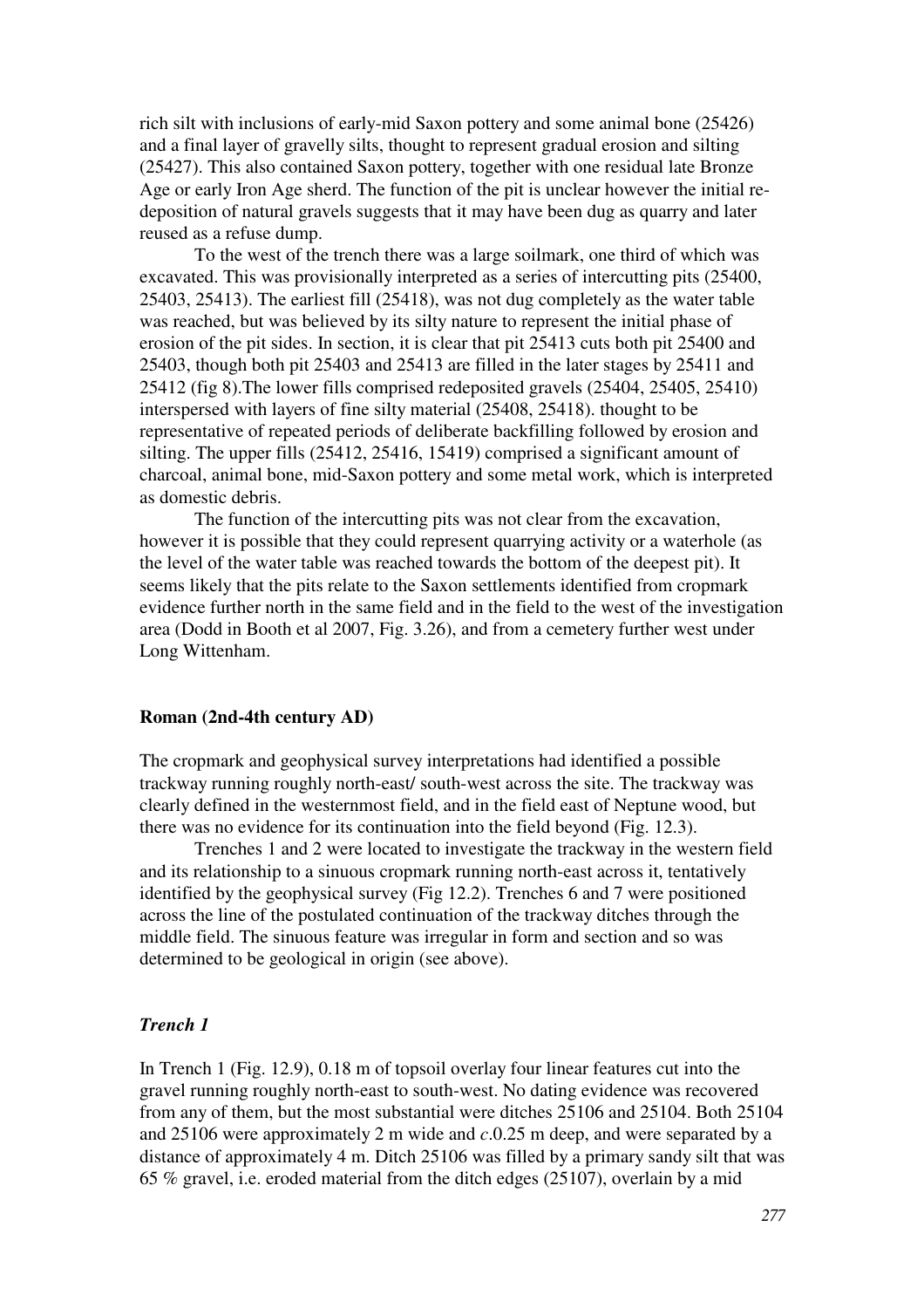rich silt with inclusions of early-mid Saxon pottery and some animal bone (25426) and a final layer of gravelly silts, thought to represent gradual erosion and silting (25427). This also contained Saxon pottery, together with one residual late Bronze Age or early Iron Age sherd. The function of the pit is unclear however the initial re-deposition of natural gravels suggests that it may have been dug as quarry and later reused as a refuse dump.

To the west of the trench there was a large soilmark, one third of which was excavated. This was provisionally interpreted as a series of intercutting pits (25400, 25403, 25413). The earliest fill (25418), was not dug completely as the water table was reached, but was believed by its silty nature to represent the initial phase of erosion of the pit sides. In section, it is clear that pit 25413 cuts both pit 25400 and 25403, though both pit 25403 and 25413 are filled in the later stages by 25411 and 25412 (fig 8).The lower fills comprised redeposited gravels (25404, 25405, 25410) interspersed with layers of fine silty material (25408, 25418). thought to be representative of repeated periods of deliberate backfilling followed by erosion and silting. The upper fills (25412, 25416, 15419) comprised a significant amount of charcoal, animal bone, mid-Saxon pottery and some metal work, which is interpreted as domestic debris.

The function of the intercutting pits was not clear from the excavation, however it is possible that they could represent quarrying activity or a waterhole (as the level of the water table was reached towards the bottom of the deepest pit). It seems likely that the pits relate to the Saxon settlements identified from cropmark evidence further north in the same field and in the field to the west of the investigation area (Dodd in Booth et al 2007, Fig. 3.26), and from a cemetery further west under Long Wittenham.

### Roman (2nd-4th century AD)

The cropmark and geophysical survey interpretations had identified a possible trackway running roughly north-east/ south-west across the site. The trackway was clearly defined in the westernmost field, and in the field east of Neptune wood, but there was no evidence for its continuation into the field beyond (Fig. 12.3).

Trenches 1 and 2 were located to investigate the trackway in the western field and its relationship to a sinuous cropmark running north-east across it, tentatively identified by the geophysical survey (Fig 12.2). Trenches 6 and 7 were positioned across the line of the postulated continuation of the trackway ditches through the middle field. The sinuous feature was irregular in form and section and so was determined to be geological in origin (see above).

### *Trench 1*

In Trench 1 (Fig. 12.9), 0.18 m of topsoil overlay four linear features cut into the gravel running roughly north-east to south-west. No dating evidence was recovered from any of them, but the most substantial were ditches 25106 and 25104. Both 25104 and 25106 were approximately 2 m wide and *c*.0.25 m deep, and were separated by a distance of approximately 4 m. Ditch 25106 was filled by a primary sandy silt that was 65 % gravel, i.e. eroded material from the ditch edges (25107), overlain by a mid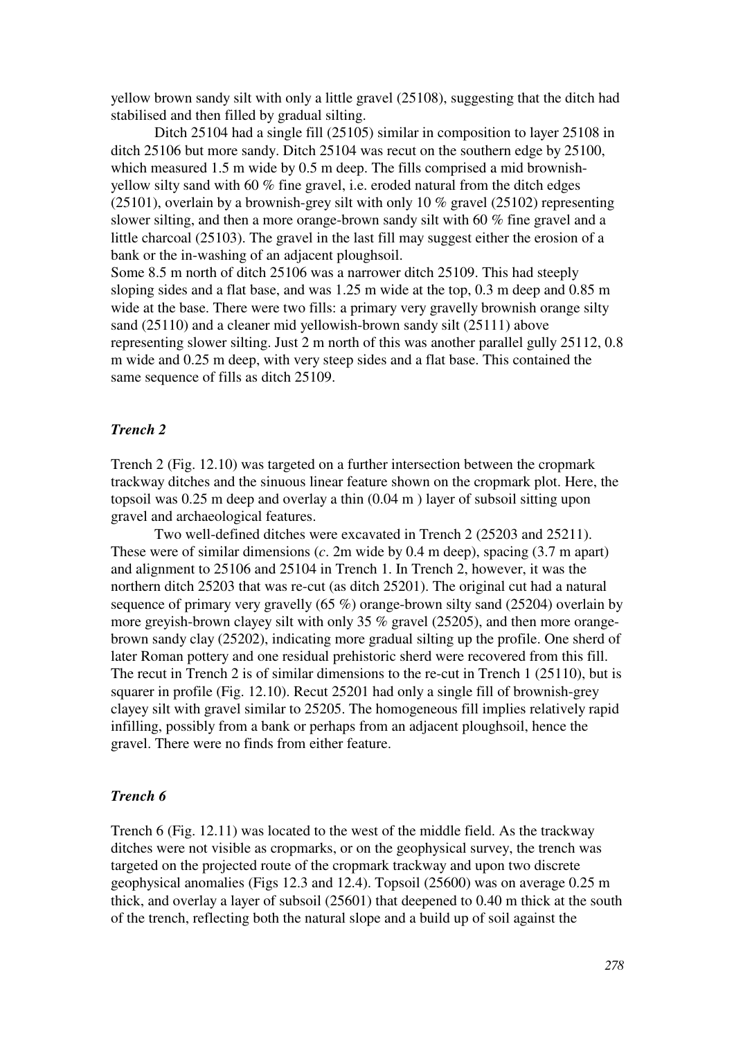yellow brown sandy silt with only a little gravel (25108), suggesting that the ditch had stabilised and then filled by gradual silting.

Ditch 25104 had a single fill (25105) similar in composition to layer 25108 in ditch 25106 but more sandy. Ditch 25104 was recut on the southern edge by 25100, which measured 1.5 m wide by 0.5 m deep. The fills comprised a mid brownish-yellow silty sand with 60 % fine gravel, i.e. eroded natural from the ditch edges (25101), overlain by a brownish-grey silt with only 10 % gravel (25102) representing slower silting, and then a more orange-brown sandy silt with 60 % fine gravel and a little charcoal (25103). The gravel in the last fill may suggest either the erosion of a bank or the in-washing of an adjacent ploughsoil.

Some 8.5 m north of ditch 25106 was a narrower ditch 25109. This had steeply sloping sides and a flat base, and was 1.25 m wide at the top, 0.3 m deep and 0.85 m wide at the base. There were two fills: a primary very gravelly brownish orange silty sand (25110) and a cleaner mid yellowish-brown sandy silt (25111) above representing slower silting. Just 2 m north of this was another parallel gully 25112, 0.8 m wide and 0.25 m deep, with very steep sides and a flat base. This contained the same sequence of fills as ditch 25109.

### *Trench 2*

Trench 2 (Fig. 12.10) was targeted on a further intersection between the cropmark trackway ditches and the sinuous linear feature shown on the cropmark plot. Here, the topsoil was 0.25 m deep and overlay a thin (0.04 m ) layer of subsoil sitting upon gravel and archaeological features.

Two well-defined ditches were excavated in Trench 2 (25203 and 25211). These were of similar dimensions (*c*. 2m wide by 0.4 m deep), spacing (3.7 m apart) and alignment to 25106 and 25104 in Trench 1. In Trench 2, however, it was the northern ditch 25203 that was re-cut (as ditch 25201). The original cut had a natural sequence of primary very gravelly (65 %) orange-brown silty sand (25204) overlain by more greyish-brown clayey silt with only 35 % gravel (25205), and then more orange-brown sandy clay (25202), indicating more gradual silting up the profile. One sherd of later Roman pottery and one residual prehistoric sherd were recovered from this fill. The recut in Trench 2 is of similar dimensions to the re-cut in Trench 1 (25110), but is squarer in profile (Fig. 12.10). Recut 25201 had only a single fill of brownish-grey clayey silt with gravel similar to 25205. The homogeneous fill implies relatively rapid infilling, possibly from a bank or perhaps from an adjacent ploughsoil, hence the gravel. There were no finds from either feature.

### *Trench 6*

Trench 6 (Fig. 12.11) was located to the west of the middle field. As the trackway ditches were not visible as cropmarks, or on the geophysical survey, the trench was targeted on the projected route of the cropmark trackway and upon two discrete geophysical anomalies (Figs 12.3 and 12.4). Topsoil (25600) was on average 0.25 m thick, and overlay a layer of subsoil (25601) that deepened to 0.40 m thick at the south of the trench, reflecting both the natural slope and a build up of soil against the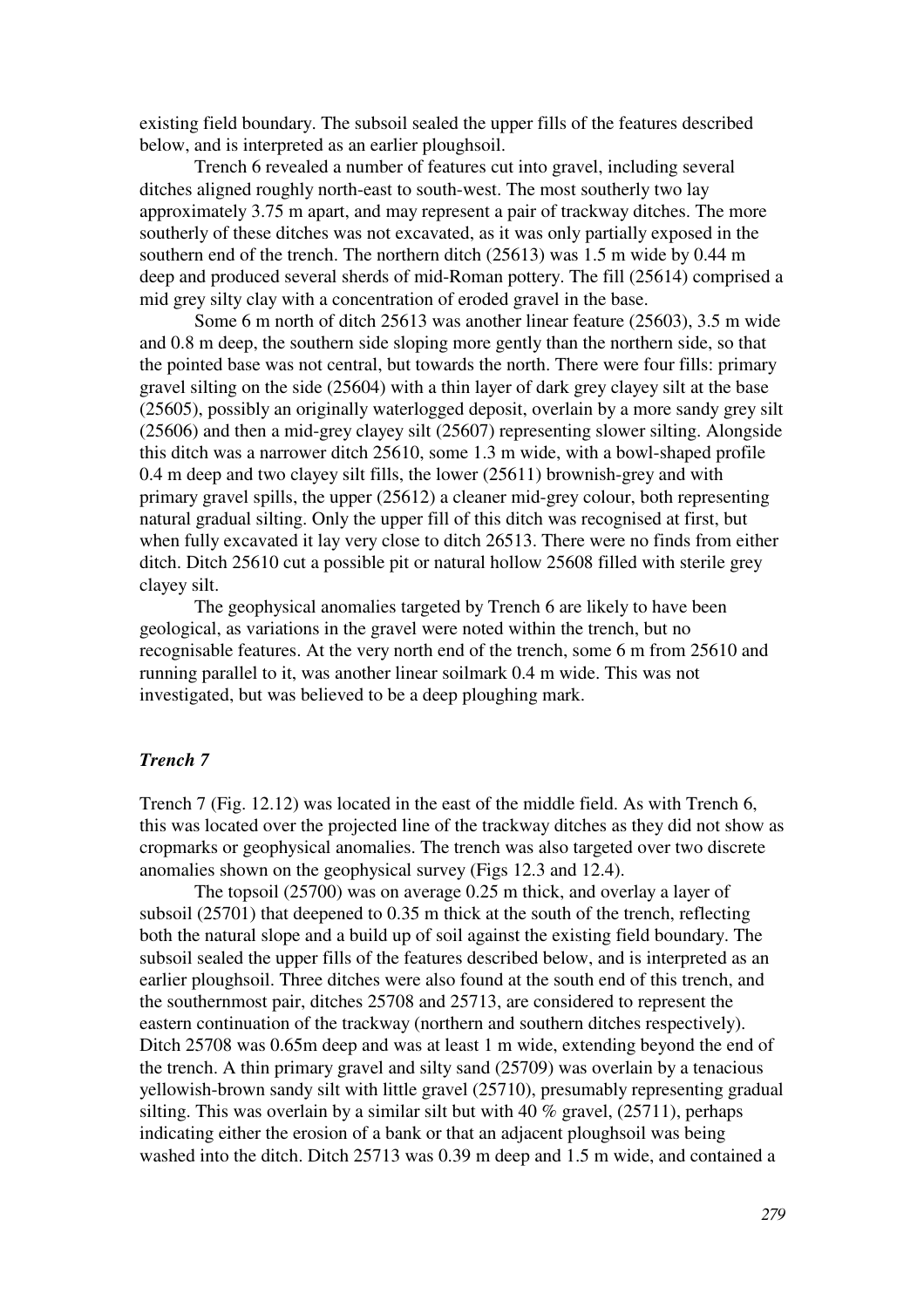existing field boundary. The subsoil sealed the upper fills of the features described below, and is interpreted as an earlier ploughsoil.

Trench 6 revealed a number of features cut into gravel, including several ditches aligned roughly north-east to south-west. The most southerly two lay approximately 3.75 m apart, and may represent a pair of trackway ditches. The more southerly of these ditches was not excavated, as it was only partially exposed in the southern end of the trench. The northern ditch (25613) was 1.5 m wide by 0.44 m deep and produced several sherds of mid-Roman pottery. The fill (25614) comprised a mid grey silty clay with a concentration of eroded gravel in the base.

Some 6 m north of ditch 25613 was another linear feature (25603), 3.5 m wide and 0.8 m deep, the southern side sloping more gently than the northern side, so that the pointed base was not central, but towards the north. There were four fills: primary gravel silting on the side (25604) with a thin layer of dark grey clayey silt at the base (25605), possibly an originally waterlogged deposit, overlain by a more sandy grey silt (25606) and then a mid-grey clayey silt (25607) representing slower silting. Alongside this ditch was a narrower ditch 25610, some 1.3 m wide, with a bowl-shaped profile 0.4 m deep and two clayey silt fills, the lower (25611) brownish-grey and with primary gravel spills, the upper (25612) a cleaner mid-grey colour, both representing natural gradual silting. Only the upper fill of this ditch was recognised at first, but when fully excavated it lay very close to ditch 26513. There were no finds from either ditch. Ditch 25610 cut a possible pit or natural hollow 25608 filled with sterile grey clayey silt.

The geophysical anomalies targeted by Trench 6 are likely to have been geological, as variations in the gravel were noted within the trench, but no recognisable features. At the very north end of the trench, some 6 m from 25610 and running parallel to it, was another linear soilmark 0.4 m wide. This was not investigated, but was believed to be a deep ploughing mark.

### *Trench 7*

Trench 7 (Fig. 12.12) was located in the east of the middle field. As with Trench 6, this was located over the projected line of the trackway ditches as they did not show as cropmarks or geophysical anomalies. The trench was also targeted over two discrete anomalies shown on the geophysical survey (Figs 12.3 and 12.4).

The topsoil (25700) was on average 0.25 m thick, and overlay a layer of subsoil (25701) that deepened to 0.35 m thick at the south of the trench, reflecting both the natural slope and a build up of soil against the existing field boundary. The subsoil sealed the upper fills of the features described below, and is interpreted as an earlier ploughsoil. Three ditches were also found at the south end of this trench, and the southernmost pair, ditches 25708 and 25713, are considered to represent the eastern continuation of the trackway (northern and southern ditches respectively). Ditch 25708 was 0.65m deep and was at least 1 m wide, extending beyond the end of the trench. A thin primary gravel and silty sand (25709) was overlain by a tenacious yellowish-brown sandy silt with little gravel (25710), presumably representing gradual silting. This was overlain by a similar silt but with 40 % gravel, (25711), perhaps indicating either the erosion of a bank or that an adjacent ploughsoil was being washed into the ditch. Ditch 25713 was 0.39 m deep and 1.5 m wide, and contained a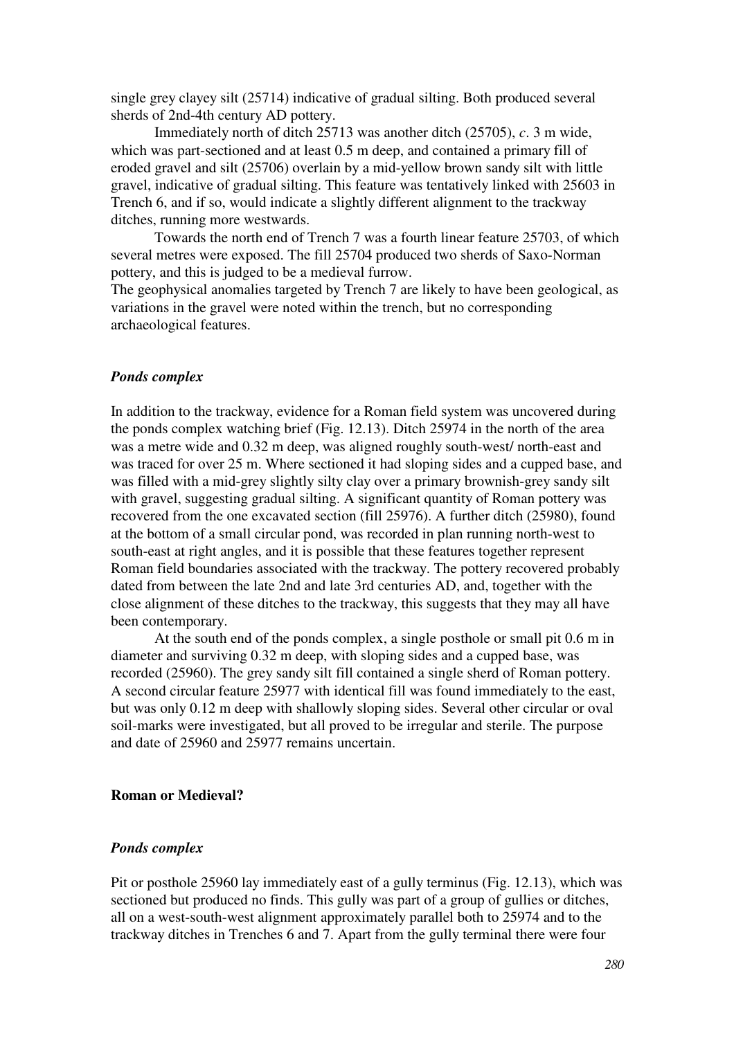single grey clayey silt (25714) indicative of gradual silting. Both produced several sherds of 2nd-4th century AD pottery.

Immediately north of ditch 25713 was another ditch (25705), *c*. 3 m wide, which was part-sectioned and at least 0.5 m deep, and contained a primary fill of eroded gravel and silt (25706) overlain by a mid-yellow brown sandy silt with little gravel, indicative of gradual silting. This feature was tentatively linked with 25603 in Trench 6, and if so, would indicate a slightly different alignment to the trackway ditches, running more westwards.

Towards the north end of Trench 7 was a fourth linear feature 25703, of which several metres were exposed. The fill 25704 produced two sherds of Saxo-Norman pottery, and this is judged to be a medieval furrow.

The geophysical anomalies targeted by Trench 7 are likely to have been geological, as variations in the gravel were noted within the trench, but no corresponding archaeological features.

### *Ponds complex*

In addition to the trackway, evidence for a Roman field system was uncovered during the ponds complex watching brief (Fig. 12.13). Ditch 25974 in the north of the area was a metre wide and 0.32 m deep, was aligned roughly south-west/ north-east and was traced for over 25 m. Where sectioned it had sloping sides and a cupped base, and was filled with a mid-grey slightly silty clay over a primary brownish-grey sandy silt with gravel, suggesting gradual silting. A significant quantity of Roman pottery was recovered from the one excavated section (fill 25976). A further ditch (25980), found at the bottom of a small circular pond, was recorded in plan running north-west to south-east at right angles, and it is possible that these features together represent Roman field boundaries associated with the trackway. The pottery recovered probably dated from between the late 2nd and late 3rd centuries AD, and, together with the close alignment of these ditches to the trackway, this suggests that they may all have been contemporary.

At the south end of the ponds complex, a single posthole or small pit 0.6 m in diameter and surviving 0.32 m deep, with sloping sides and a cupped base, was recorded (25960). The grey sandy silt fill contained a single sherd of Roman pottery. A second circular feature 25977 with identical fill was found immediately to the east, but was only 0.12 m deep with shallowly sloping sides. Several other circular or oval soil-marks were investigated, but all proved to be irregular and sterile. The purpose and date of 25960 and 25977 remains uncertain.

## **Roman or Medieval?**

### *Ponds complex*

Pit or posthole 25960 lay immediately east of a gully terminus (Fig. 12.13), which was sectioned but produced no finds. This gully was part of a group of gullies or ditches, all on a west-south-west alignment approximately parallel both to 25974 and to the trackway ditches in Trenches 6 and 7. Apart from the gully terminal there were four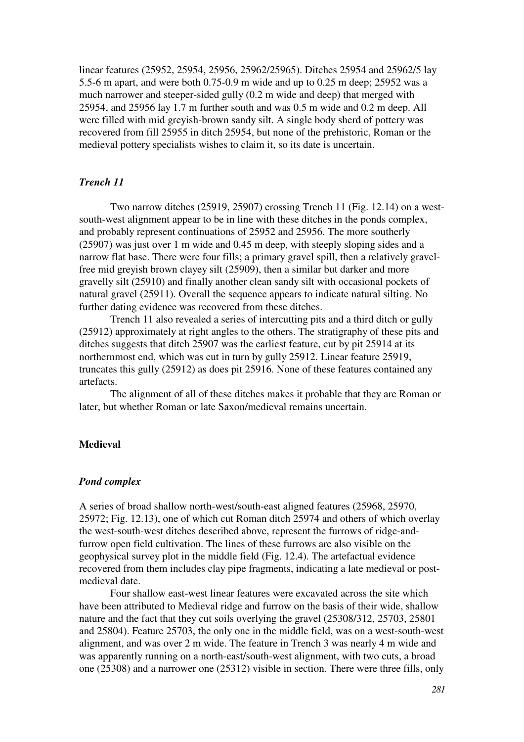linear features (25952, 25954, 25956, 25962/25965). Ditches 25954 and 25962/5 lay 5.5-6 m apart, and were both 0.75-0.9 m wide and up to 0.25 m deep; 25952 was a much narrower and steeper-sided gully (0.2 m wide and deep) that merged with 25954, and 25956 lay 1.7 m further south and was 0.5 m wide and 0.2 m deep. All were filled with mid greyish-brown sandy silt. A single body sherd of pottery was recovered from fill 25955 in ditch 25954, but none of the prehistoric, Roman or the medieval pottery specialists wishes to claim it, so its date is uncertain.

### *Trench 11*

Two narrow ditches (25919, 25907) crossing Trench 11 (Fig. 12.14) on a west-south-west alignment appear to be in line with these ditches in the ponds complex, and probably represent continuations of 25952 and 25956. The more southerly (25907) was just over 1 m wide and 0.45 m deep, with steeply sloping sides and a narrow flat base. There were four fills; a primary gravel spill, then a relatively gravel-free mid greyish brown clayey silt (25909), then a similar but darker and more gravelly silt (25910) and finally another clean sandy silt with occasional pockets of natural gravel (25911). Overall the sequence appears to indicate natural silting. No further dating evidence was recovered from these ditches.

Trench 11 also revealed a series of intercutting pits and a third ditch or gully (25912) approximately at right angles to the others. The stratigraphy of these pits and ditches suggests that ditch 25907 was the earliest feature, cut by pit 25914 at its northernmost end, which was cut in turn by gully 25912. Linear feature 25919, truncates this gully (25912) as does pit 25916. None of these features contained any artefacts.

The alignment of all of these ditches makes it probable that they are Roman or later, but whether Roman or late Saxon/medieval remains uncertain.

## **Medieval**

### *Pond complex*

A series of broad shallow north-west/south-east aligned features (25968, 25970, 25972; Fig. 12.13), one of which cut Roman ditch 25974 and others of which overlay the west-south-west ditches described above, represent the furrows of ridge-and-furrow open field cultivation. The lines of these furrows are also visible on the geophysical survey plot in the middle field (Fig. 12.4). The artefactual evidence recovered from them includes clay pipe fragments, indicating a late medieval or post-medieval date.

Four shallow east-west linear features were excavated across the site which have been attributed to Medieval ridge and furrow on the basis of their wide, shallow nature and the fact that they cut soils overlying the gravel (25308/312, 25703, 25801 and 25804). Feature 25703, the only one in the middle field, was on a west-south-west alignment, and was over 2 m wide. The feature in Trench 3 was nearly 4 m wide and was apparently running on a north-east/south-west alignment, with two cuts, a broad one (25308) and a narrower one (25312) visible in section. There were three fills, only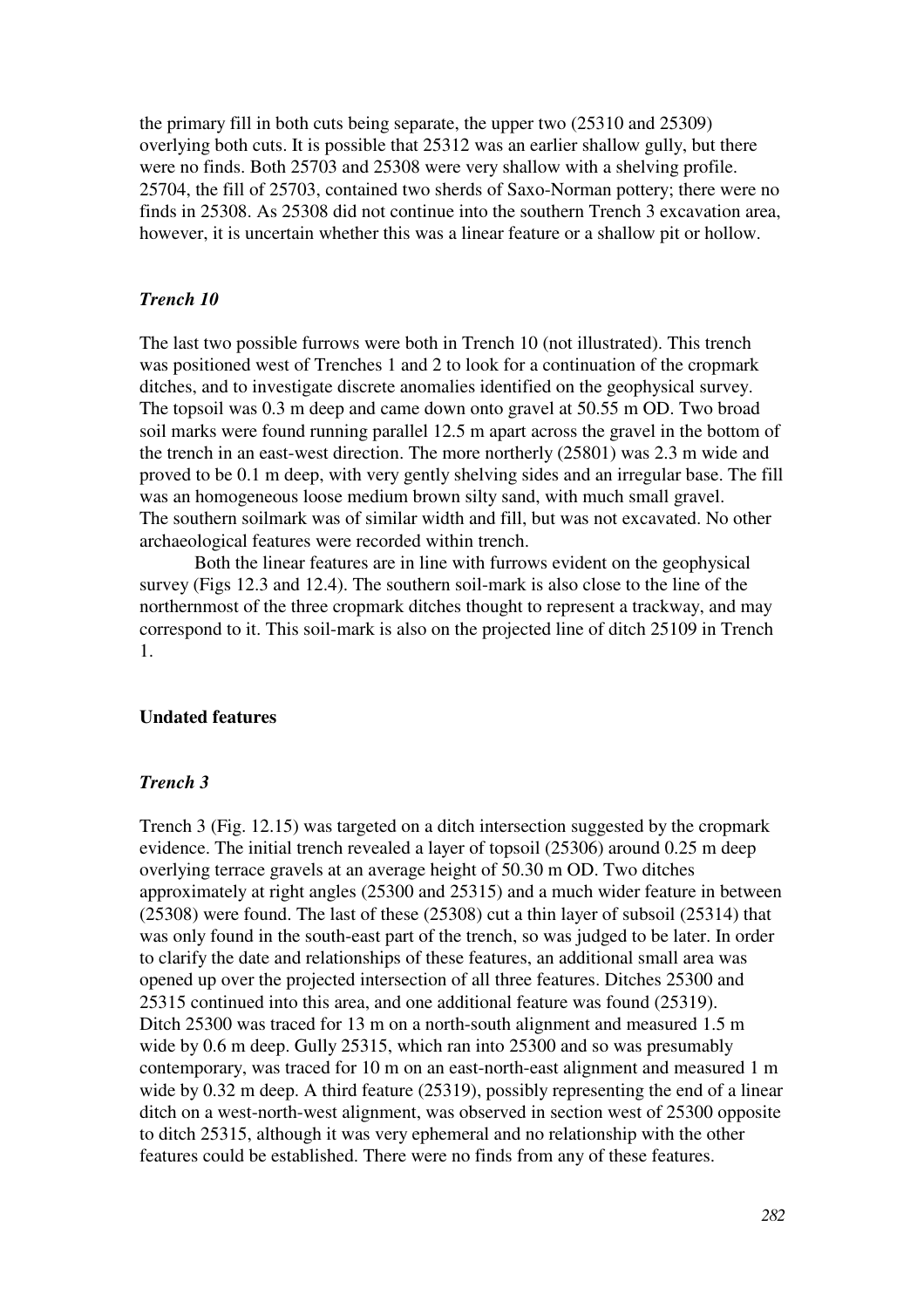the primary fill in both cuts being separate, the upper two (25310 and 25309) overlying both cuts. It is possible that 25312 was an earlier shallow gully, but there were no finds. Both 25703 and 25308 were very shallow with a shelving profile. 25704, the fill of 25703, contained two sherds of Saxo-Norman pottery; there were no finds in 25308. As 25308 did not continue into the southern Trench 3 excavation area, however, it is uncertain whether this was a linear feature or a shallow pit or hollow.

### *Trench 10*

The last two possible furrows were both in Trench 10 (not illustrated). This trench was positioned west of Trenches 1 and 2 to look for a continuation of the cropmark ditches, and to investigate discrete anomalies identified on the geophysical survey. The topsoil was 0.3 m deep and came down onto gravel at 50.55 m OD. Two broad soil marks were found running parallel 12.5 m apart across the gravel in the bottom of the trench in an east-west direction. The more northerly (25801) was 2.3 m wide and proved to be 0.1 m deep, with very gently shelving sides and an irregular base. The fill was an homogeneous loose medium brown silty sand, with much small gravel. The southern soilmark was of similar width and fill, but was not excavated. No other archaeological features were recorded within trench.

Both the linear features are in line with furrows evident on the geophysical survey (Figs 12.3 and 12.4). The southern soil-mark is also close to the line of the northernmost of the three cropmark ditches thought to represent a trackway, and may correspond to it. This soil-mark is also on the projected line of ditch 25109 in Trench 1.

## Undated features

### *Trench 3*

Trench 3 (Fig. 12.15) was targeted on a ditch intersection suggested by the cropmark evidence. The initial trench revealed a layer of topsoil (25306) around 0.25 m deep overlying terrace gravels at an average height of 50.30 m OD. Two ditches approximately at right angles (25300 and 25315) and a much wider feature in between (25308) were found. The last of these (25308) cut a thin layer of subsoil (25314) that was only found in the south-east part of the trench, so was judged to be later. In order to clarify the date and relationships of these features, an additional small area was opened up over the projected intersection of all three features. Ditches 25300 and 25315 continued into this area, and one additional feature was found (25319). Ditch 25300 was traced for 13 m on a north-south alignment and measured 1.5 m wide by 0.6 m deep. Gully 25315, which ran into 25300 and so was presumably contemporary, was traced for 10 m on an east-north-east alignment and measured 1 m wide by 0.32 m deep. A third feature (25319), possibly representing the end of a linear ditch on a west-north-west alignment, was observed in section west of 25300 opposite to ditch 25315, although it was very ephemeral and no relationship with the other features could be established. There were no finds from any of these features.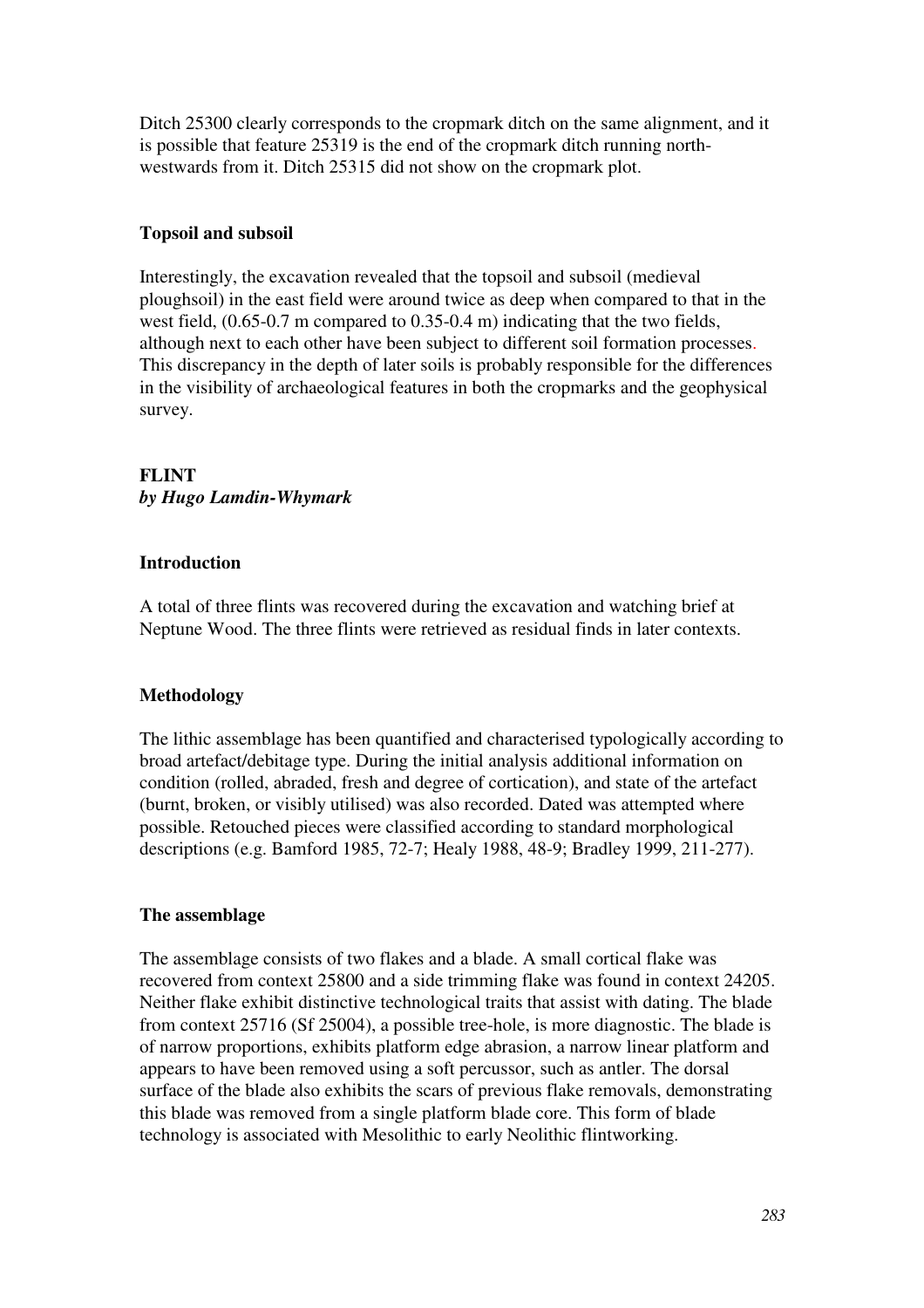Ditch 25300 clearly corresponds to the cropmark ditch on the same alignment, and it is possible that feature 25319 is the end of the cropmark ditch running north-westwards from it. Ditch 25315 did not show on the cropmark plot.

### Topsoil and subsoil

Interestingly, the excavation revealed that the topsoil and subsoil (medieval ploughsoil) in the east field were around twice as deep when compared to that in the west field, (0.65-0.7 m compared to 0.35-0.4 m) indicating that the two fields, although next to each other have been subject to different soil formation processes. This discrepancy in the depth of later soils is probably responsible for the differences in the visibility of archaeological features in both the cropmarks and the geophysical survey.

## FLINT

***by Hugo Lamdin-Whymark***

### Introduction

A total of three flints was recovered during the excavation and watching brief at Neptune Wood. The three flints were retrieved as residual finds in later contexts.

### Methodology

The lithic assemblage has been quantified and characterised typologically according to broad artefact/debitage type. During the initial analysis additional information on condition (rolled, abraded, fresh and degree of cortication), and state of the artefact (burnt, broken, or visibly utilised) was also recorded. Dated was attempted where possible. Retouched pieces were classified according to standard morphological descriptions (e.g. Bamford 1985, 72-7; Healy 1988, 48-9; Bradley 1999, 211-277).

### The assemblage

The assemblage consists of two flakes and a blade. A small cortical flake was recovered from context 25800 and a side trimming flake was found in context 24205. Neither flake exhibit distinctive technological traits that assist with dating. The blade from context 25716 (Sf 25004), a possible tree-hole, is more diagnostic. The blade is of narrow proportions, exhibits platform edge abrasion, a narrow linear platform and appears to have been removed using a soft percussor, such as antler. The dorsal surface of the blade also exhibits the scars of previous flake removals, demonstrating this blade was removed from a single platform blade core. This form of blade technology is associated with Mesolithic to early Neolithic flintworking.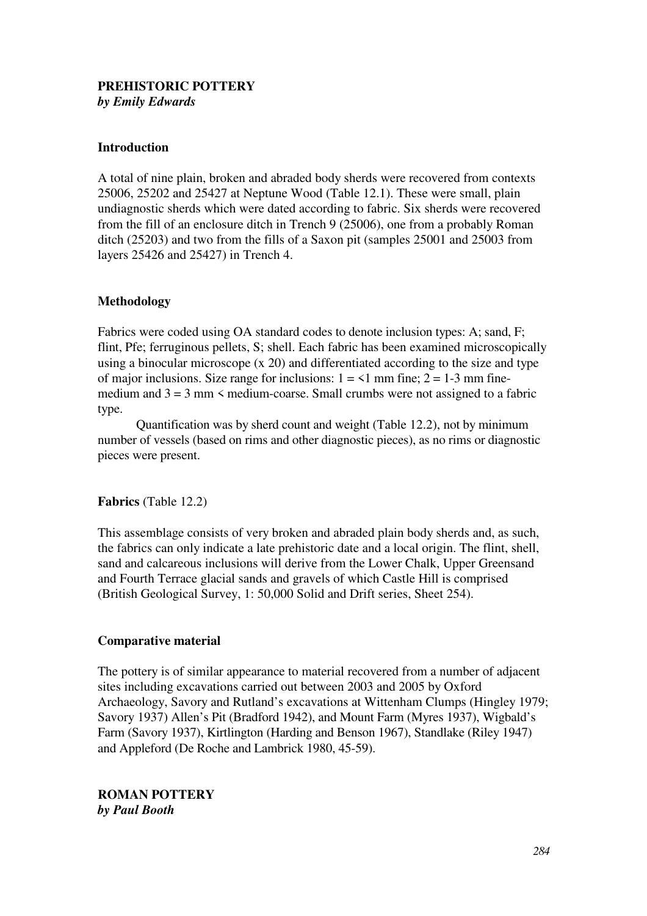## PREHISTORIC POTTERY

***by Emily Edwards***

### Introduction

A total of nine plain, broken and abraded body sherds were recovered from contexts 25006, 25202 and 25427 at Neptune Wood (Table 12.1). These were small, plain undiagnostic sherds which were dated according to fabric. Six sherds were recovered from the fill of an enclosure ditch in Trench 9 (25006), one from a probably Roman ditch (25203) and two from the fills of a Saxon pit (samples 25001 and 25003 from layers 25426 and 25427) in Trench 4.

### Methodology

Fabrics were coded using OA standard codes to denote inclusion types: A; sand, F; flint, Pfe; ferruginous pellets, S; shell. Each fabric has been examined microscopically using a binocular microscope (x 20) and differentiated according to the size and type of major inclusions. Size range for inclusions: 1 = <1 mm fine; 2 = 1-3 mm fine-medium and 3 = 3 mm < medium-coarse. Small crumbs were not assigned to a fabric type.

Quantification was by sherd count and weight (Table 12.2), not by minimum number of vessels (based on rims and other diagnostic pieces), as no rims or diagnostic pieces were present.

### Fabrics (Table 12.2)

This assemblage consists of very broken and abraded plain body sherds and, as such, the fabrics can only indicate a late prehistoric date and a local origin. The flint, shell, sand and calcareous inclusions will derive from the Lower Chalk, Upper Greensand and Fourth Terrace glacial sands and gravels of which Castle Hill is comprised (British Geological Survey, 1: 50,000 Solid and Drift series, Sheet 254).

### Comparative material

The pottery is of similar appearance to material recovered from a number of adjacent sites including excavations carried out between 2003 and 2005 by Oxford Archaeology, Savory and Rutland's excavations at Wittenham Clumps (Hingley 1979; Savory 1937) Allen's Pit (Bradford 1942), and Mount Farm (Myres 1937), Wigbald's Farm (Savory 1937), Kirtlington (Harding and Benson 1967), Standlake (Riley 1947) and Appleford (De Roche and Lambrick 1980, 45-59).

## ROMAN POTTERY

***by Paul Booth***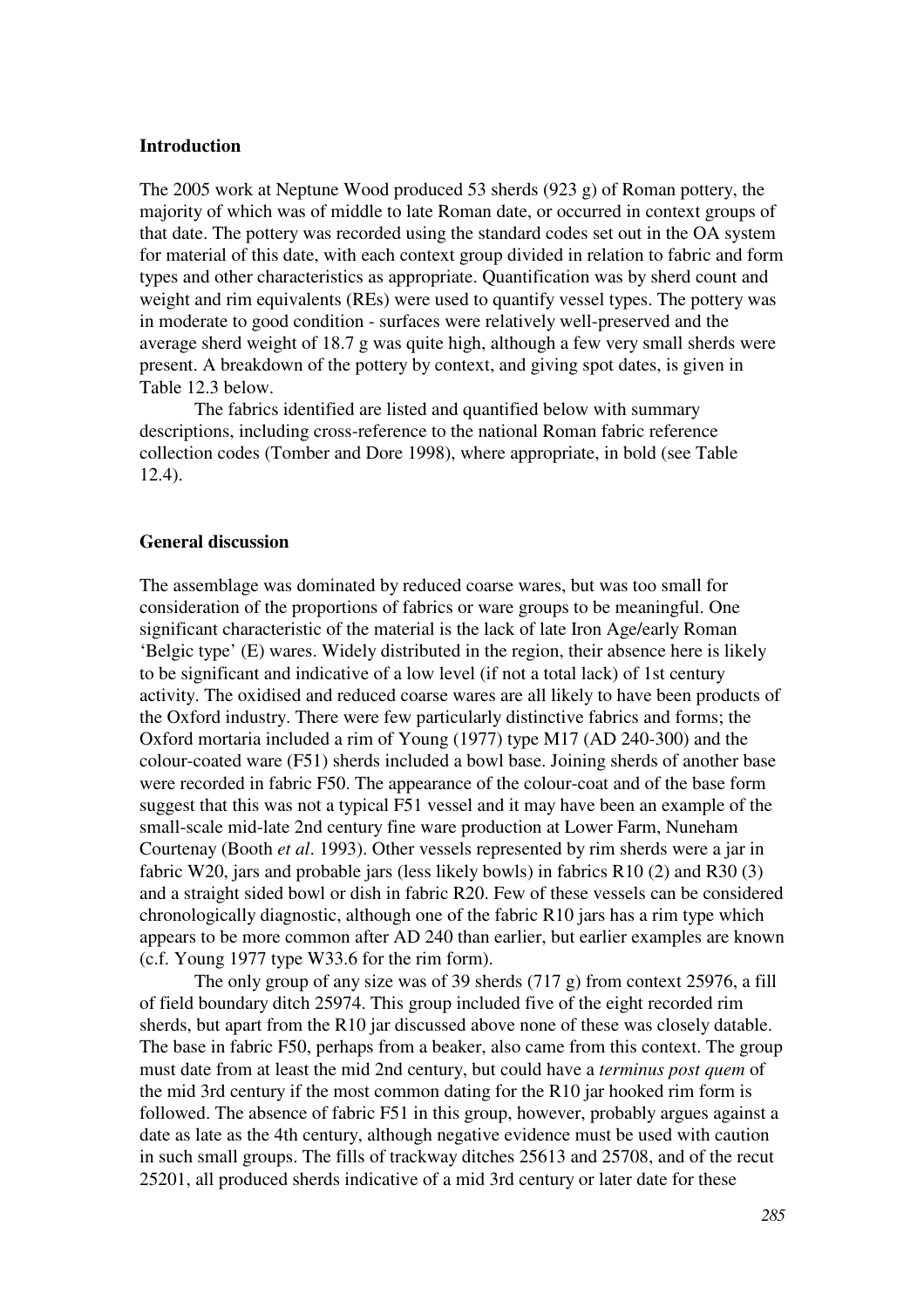## Introduction

The 2005 work at Neptune Wood produced 53 sherds (923 g) of Roman pottery, the majority of which was of middle to late Roman date, or occurred in context groups of that date. The pottery was recorded using the standard codes set out in the OA system for material of this date, with each context group divided in relation to fabric and form types and other characteristics as appropriate. Quantification was by sherd count and weight and rim equivalents (REs) were used to quantify vessel types. The pottery was in moderate to good condition - surfaces were relatively well-preserved and the average sherd weight of 18.7 g was quite high, although a few very small sherds were present. A breakdown of the pottery by context, and giving spot dates, is given in Table 12.3 below.

The fabrics identified are listed and quantified below with summary descriptions, including cross-reference to the national Roman fabric reference collection codes (Tomber and Dore 1998), where appropriate, in bold (see Table 12.4).

## General discussion

The assemblage was dominated by reduced coarse wares, but was too small for consideration of the proportions of fabrics or ware groups to be meaningful. One significant characteristic of the material is the lack of late Iron Age/early Roman 'Belgic type' (E) wares. Widely distributed in the region, their absence here is likely to be significant and indicative of a low level (if not a total lack) of 1st century activity. The oxidised and reduced coarse wares are all likely to have been products of the Oxford industry. There were few particularly distinctive fabrics and forms; the Oxford mortaria included a rim of Young (1977) type M17 (AD 240-300) and the colour-coated ware (F51) sherds included a bowl base. Joining sherds of another base were recorded in fabric F50. The appearance of the colour-coat and of the base form suggest that this was not a typical F51 vessel and it may have been an example of the small-scale mid-late 2nd century fine ware production at Lower Farm, Nuneham Courtenay (Booth *et al*. 1993). Other vessels represented by rim sherds were a jar in fabric W20, jars and probable jars (less likely bowls) in fabrics R10 (2) and R30 (3) and a straight sided bowl or dish in fabric R20. Few of these vessels can be considered chronologically diagnostic, although one of the fabric R10 jars has a rim type which appears to be more common after AD 240 than earlier, but earlier examples are known (c.f. Young 1977 type W33.6 for the rim form).

The only group of any size was of 39 sherds (717 g) from context 25976, a fill of field boundary ditch 25974. This group included five of the eight recorded rim sherds, but apart from the R10 jar discussed above none of these was closely datable. The base in fabric F50, perhaps from a beaker, also came from this context. The group must date from at least the mid 2nd century, but could have a *terminus post quem* of the mid 3rd century if the most common dating for the R10 jar hooked rim form is followed. The absence of fabric F51 in this group, however, probably argues against a date as late as the 4th century, although negative evidence must be used with caution in such small groups. The fills of trackway ditches 25613 and 25708, and of the recut 25201, all produced sherds indicative of a mid 3rd century or later date for these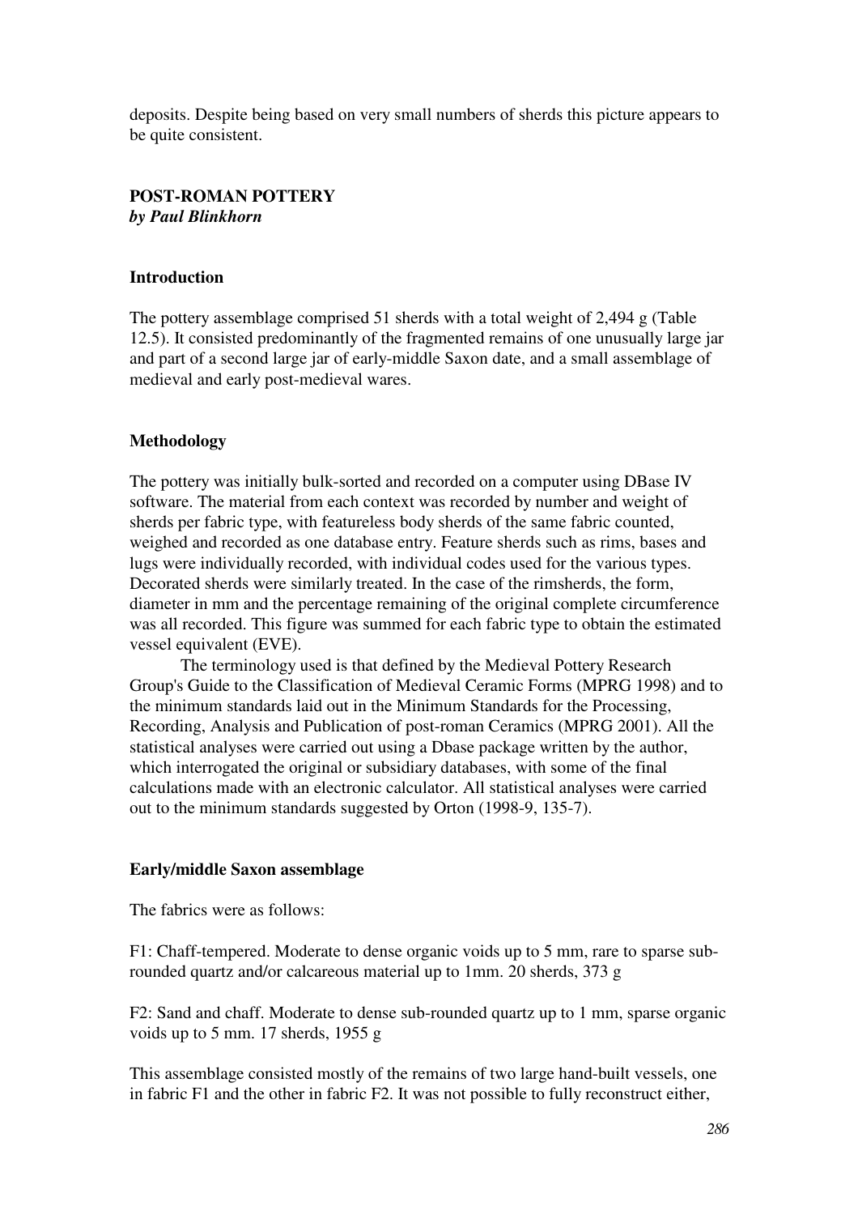deposits. Despite being based on very small numbers of sherds this picture appears to be quite consistent.

## POST-ROMAN POTTERY
***by Paul Blinkhorn***

### Introduction

The pottery assemblage comprised 51 sherds with a total weight of 2,494 g (Table 12.5). It consisted predominantly of the fragmented remains of one unusually large jar and part of a second large jar of early-middle Saxon date, and a small assemblage of medieval and early post-medieval wares.

### Methodology

The pottery was initially bulk-sorted and recorded on a computer using DBase IV software. The material from each context was recorded by number and weight of sherds per fabric type, with featureless body sherds of the same fabric counted, weighed and recorded as one database entry. Feature sherds such as rims, bases and lugs were individually recorded, with individual codes used for the various types. Decorated sherds were similarly treated. In the case of the rimsherds, the form, diameter in mm and the percentage remaining of the original complete circumference was all recorded. This figure was summed for each fabric type to obtain the estimated vessel equivalent (EVE).

The terminology used is that defined by the Medieval Pottery Research Group's Guide to the Classification of Medieval Ceramic Forms (MPRG 1998) and to the minimum standards laid out in the Minimum Standards for the Processing, Recording, Analysis and Publication of post-roman Ceramics (MPRG 2001). All the statistical analyses were carried out using a Dbase package written by the author, which interrogated the original or subsidiary databases, with some of the final calculations made with an electronic calculator. All statistical analyses were carried out to the minimum standards suggested by Orton (1998-9, 135-7).

### Early/middle Saxon assemblage

The fabrics were as follows:

F1: Chaff-tempered. Moderate to dense organic voids up to 5 mm, rare to sparse sub-rounded quartz and/or calcareous material up to 1mm. 20 sherds, 373 g

F2: Sand and chaff. Moderate to dense sub-rounded quartz up to 1 mm, sparse organic voids up to 5 mm. 17 sherds, 1955 g

This assemblage consisted mostly of the remains of two large hand-built vessels, one in fabric F1 and the other in fabric F2. It was not possible to fully reconstruct either,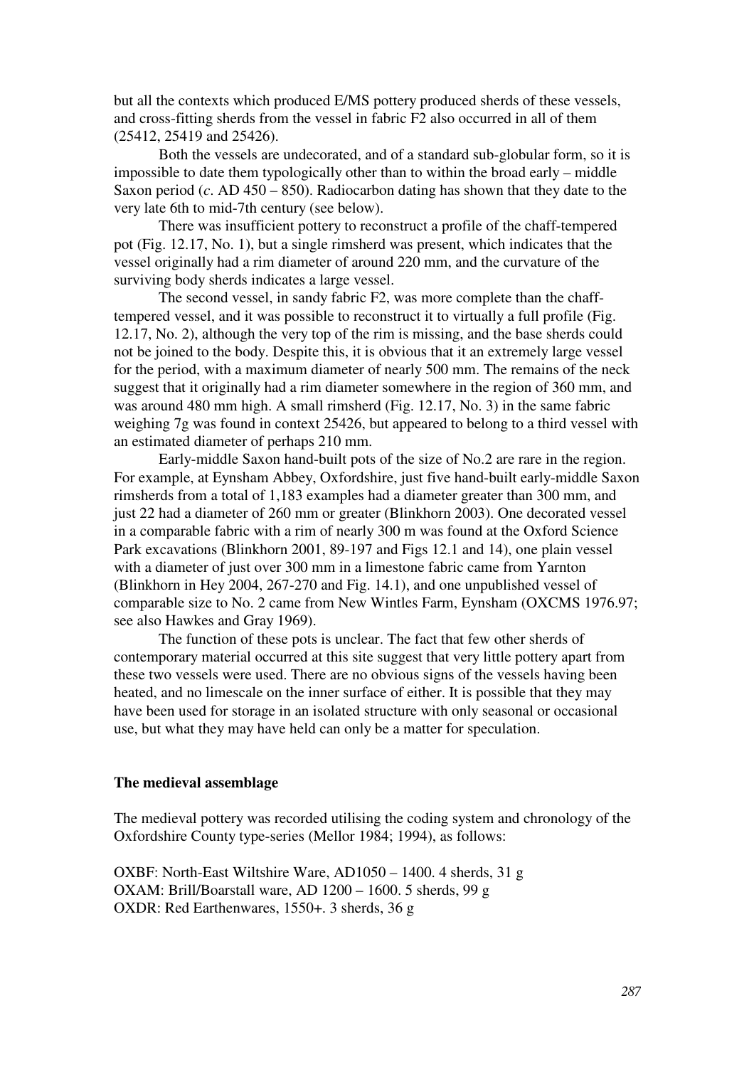but all the contexts which produced E/MS pottery produced sherds of these vessels, and cross-fitting sherds from the vessel in fabric F2 also occurred in all of them (25412, 25419 and 25426).

Both the vessels are undecorated, and of a standard sub-globular form, so it is impossible to date them typologically other than to within the broad early – middle Saxon period (*c*. AD 450 – 850). Radiocarbon dating has shown that they date to the very late 6th to mid-7th century (see below).

There was insufficient pottery to reconstruct a profile of the chaff-tempered pot (Fig. 12.17, No. 1), but a single rimsherd was present, which indicates that the vessel originally had a rim diameter of around 220 mm, and the curvature of the surviving body sherds indicates a large vessel.

The second vessel, in sandy fabric F2, was more complete than the chaff-tempered vessel, and it was possible to reconstruct it to virtually a full profile (Fig. 12.17, No. 2), although the very top of the rim is missing, and the base sherds could not be joined to the body. Despite this, it is obvious that it an extremely large vessel for the period, with a maximum diameter of nearly 500 mm. The remains of the neck suggest that it originally had a rim diameter somewhere in the region of 360 mm, and was around 480 mm high. A small rimsherd (Fig. 12.17, No. 3) in the same fabric weighing 7g was found in context 25426, but appeared to belong to a third vessel with an estimated diameter of perhaps 210 mm.

Early-middle Saxon hand-built pots of the size of No.2 are rare in the region. For example, at Eynsham Abbey, Oxfordshire, just five hand-built early-middle Saxon rimsherds from a total of 1,183 examples had a diameter greater than 300 mm, and just 22 had a diameter of 260 mm or greater (Blinkhorn 2003). One decorated vessel in a comparable fabric with a rim of nearly 300 m was found at the Oxford Science Park excavations (Blinkhorn 2001, 89-197 and Figs 12.1 and 14), one plain vessel with a diameter of just over 300 mm in a limestone fabric came from Yarnton (Blinkhorn in Hey 2004, 267-270 and Fig. 14.1), and one unpublished vessel of comparable size to No. 2 came from New Wintles Farm, Eynsham (OXCMS 1976.97; see also Hawkes and Gray 1969).

The function of these pots is unclear. The fact that few other sherds of contemporary material occurred at this site suggest that very little pottery apart from these two vessels were used. There are no obvious signs of the vessels having been heated, and no limescale on the inner surface of either. It is possible that they may have been used for storage in an isolated structure with only seasonal or occasional use, but what they may have held can only be a matter for speculation.

**The medieval assemblage**

The medieval pottery was recorded utilising the coding system and chronology of the Oxfordshire County type-series (Mellor 1984; 1994), as follows:

OXBF: North-East Wiltshire Ware, AD1050 – 1400. 4 sherds, 31 g
OXAM: Brill/Boarstall ware, AD 1200 – 1600. 5 sherds, 99 g
OXDR: Red Earthenwares, 1550+. 3 sherds, 36 g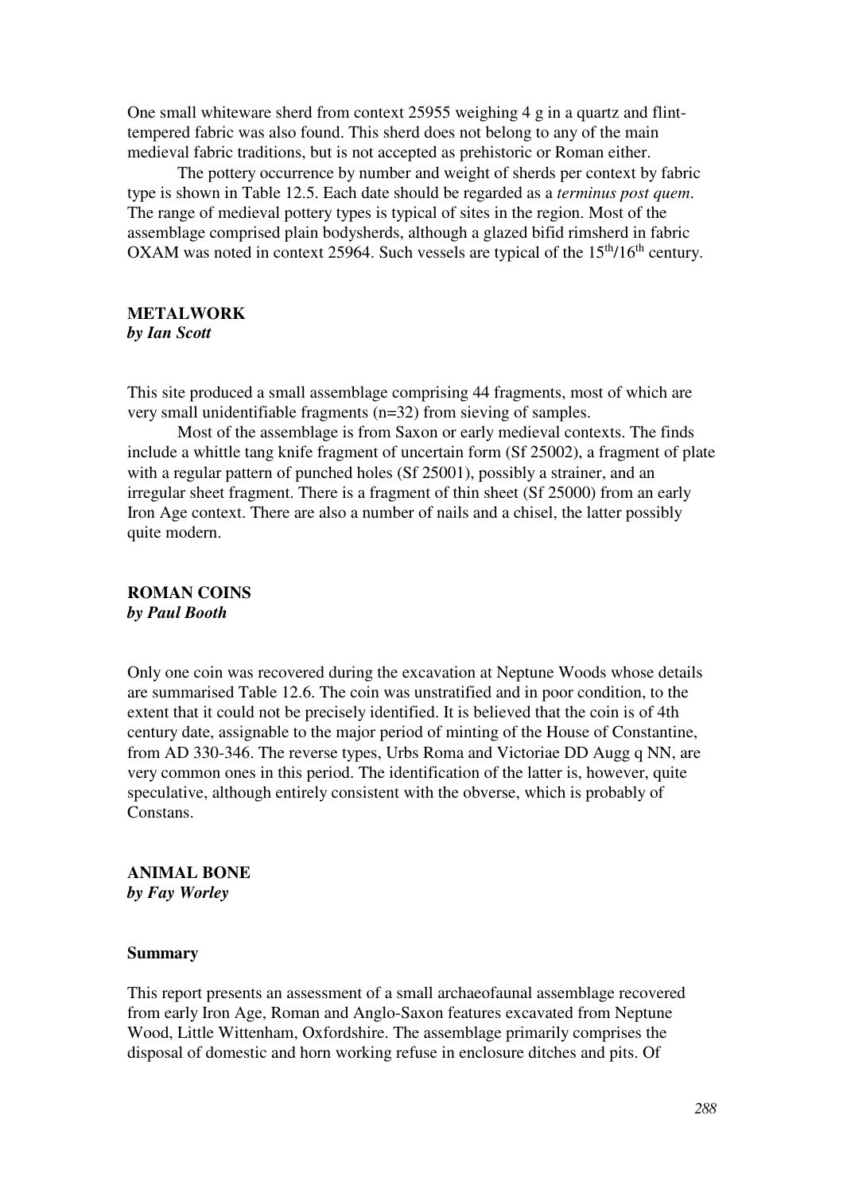One small whiteware sherd from context 25955 weighing 4 g in a quartz and flint-tempered fabric was also found. This sherd does not belong to any of the main medieval fabric traditions, but is not accepted as prehistoric or Roman either.

The pottery occurrence by number and weight of sherds per context by fabric type is shown in Table 12.5. Each date should be regarded as a *terminus post quem*. The range of medieval pottery types is typical of sites in the region. Most of the assemblage comprised plain bodysherds, although a glazed bifid rimsherd in fabric OXAM was noted in context 25964. Such vessels are typical of the 15th/16th century.

## METALWORK
***by Ian Scott***

This site produced a small assemblage comprising 44 fragments, most of which are very small unidentifiable fragments (n=32) from sieving of samples.

Most of the assemblage is from Saxon or early medieval contexts. The finds include a whittle tang knife fragment of uncertain form (Sf 25002), a fragment of plate with a regular pattern of punched holes (Sf 25001), possibly a strainer, and an irregular sheet fragment. There is a fragment of thin sheet (Sf 25000) from an early Iron Age context. There are also a number of nails and a chisel, the latter possibly quite modern.

## ROMAN COINS
***by Paul Booth***

Only one coin was recovered during the excavation at Neptune Woods whose details are summarised Table 12.6. The coin was unstratified and in poor condition, to the extent that it could not be precisely identified. It is believed that the coin is of 4th century date, assignable to the major period of minting of the House of Constantine, from AD 330-346. The reverse types, Urbs Roma and Victoriae DD Augg q NN, are very common ones in this period. The identification of the latter is, however, quite speculative, although entirely consistent with the obverse, which is probably of Constans.

## ANIMAL BONE
***by Fay Worley***

### Summary

This report presents an assessment of a small archaeofaunal assemblage recovered from early Iron Age, Roman and Anglo-Saxon features excavated from Neptune Wood, Little Wittenham, Oxfordshire. The assemblage primarily comprises the disposal of domestic and horn working refuse in enclosure ditches and pits. Of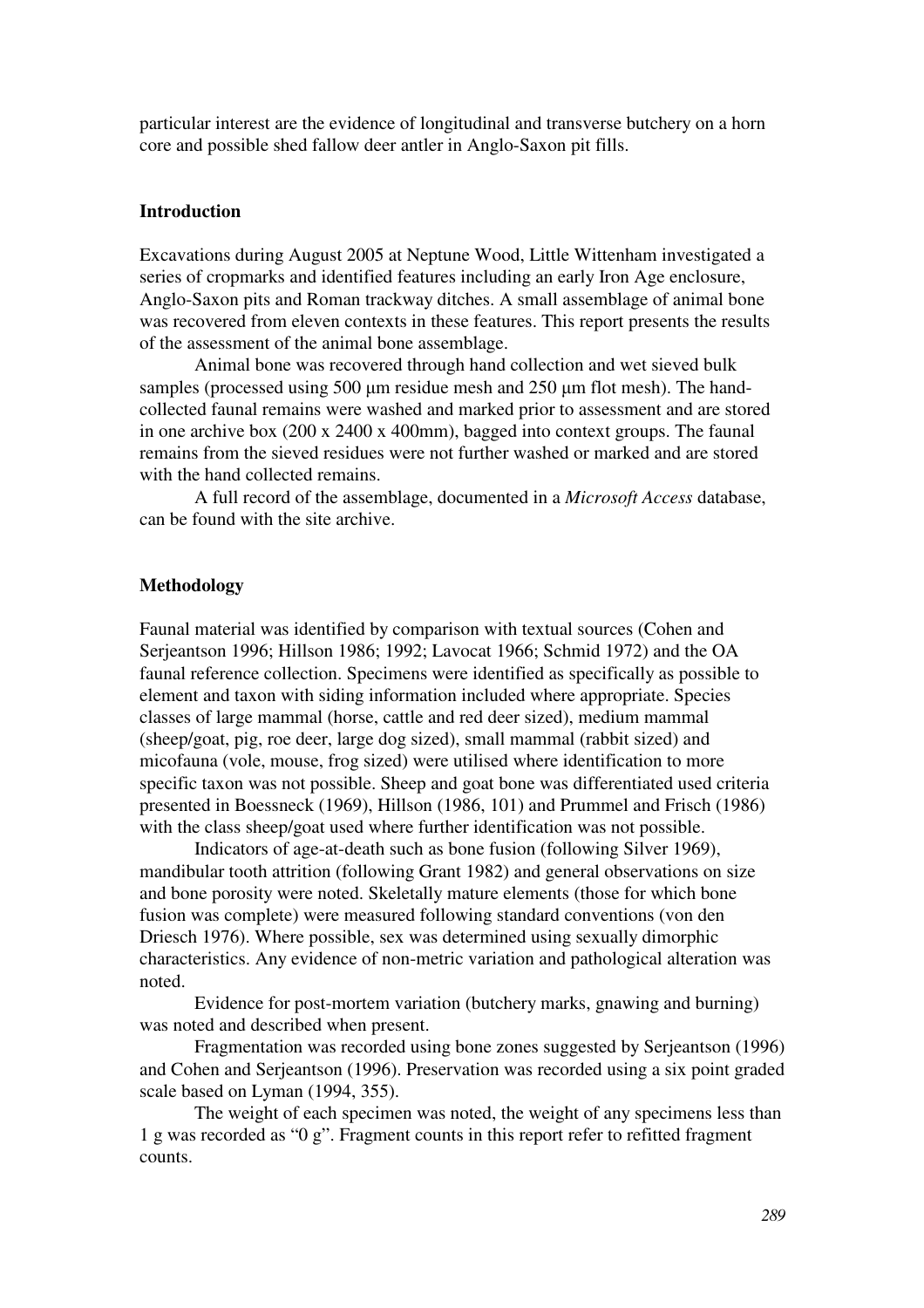particular interest are the evidence of longitudinal and transverse butchery on a horn core and possible shed fallow deer antler in Anglo-Saxon pit fills.

## Introduction

Excavations during August 2005 at Neptune Wood, Little Wittenham investigated a series of cropmarks and identified features including an early Iron Age enclosure, Anglo-Saxon pits and Roman trackway ditches. A small assemblage of animal bone was recovered from eleven contexts in these features. This report presents the results of the assessment of the animal bone assemblage.

Animal bone was recovered through hand collection and wet sieved bulk samples (processed using 500 µm residue mesh and 250 µm flot mesh). The hand-collected faunal remains were washed and marked prior to assessment and are stored in one archive box (200 x 2400 x 400mm), bagged into context groups. The faunal remains from the sieved residues were not further washed or marked and are stored with the hand collected remains.

A full record of the assemblage, documented in a *Microsoft Access* database, can be found with the site archive.

## Methodology

Faunal material was identified by comparison with textual sources (Cohen and Serjeantson 1996; Hillson 1986; 1992; Lavocat 1966; Schmid 1972) and the OA faunal reference collection. Specimens were identified as specifically as possible to element and taxon with siding information included where appropriate. Species classes of large mammal (horse, cattle and red deer sized), medium mammal (sheep/goat, pig, roe deer, large dog sized), small mammal (rabbit sized) and micofauna (vole, mouse, frog sized) were utilised where identification to more specific taxon was not possible. Sheep and goat bone was differentiated used criteria presented in Boessneck (1969), Hillson (1986, 101) and Prummel and Frisch (1986) with the class sheep/goat used where further identification was not possible.

Indicators of age-at-death such as bone fusion (following Silver 1969), mandibular tooth attrition (following Grant 1982) and general observations on size and bone porosity were noted. Skeletally mature elements (those for which bone fusion was complete) were measured following standard conventions (von den Driesch 1976). Where possible, sex was determined using sexually dimorphic characteristics. Any evidence of non-metric variation and pathological alteration was noted.

Evidence for post-mortem variation (butchery marks, gnawing and burning) was noted and described when present.

Fragmentation was recorded using bone zones suggested by Serjeantson (1996) and Cohen and Serjeantson (1996). Preservation was recorded using a six point graded scale based on Lyman (1994, 355).

The weight of each specimen was noted, the weight of any specimens less than 1 g was recorded as "0 g". Fragment counts in this report refer to refitted fragment counts.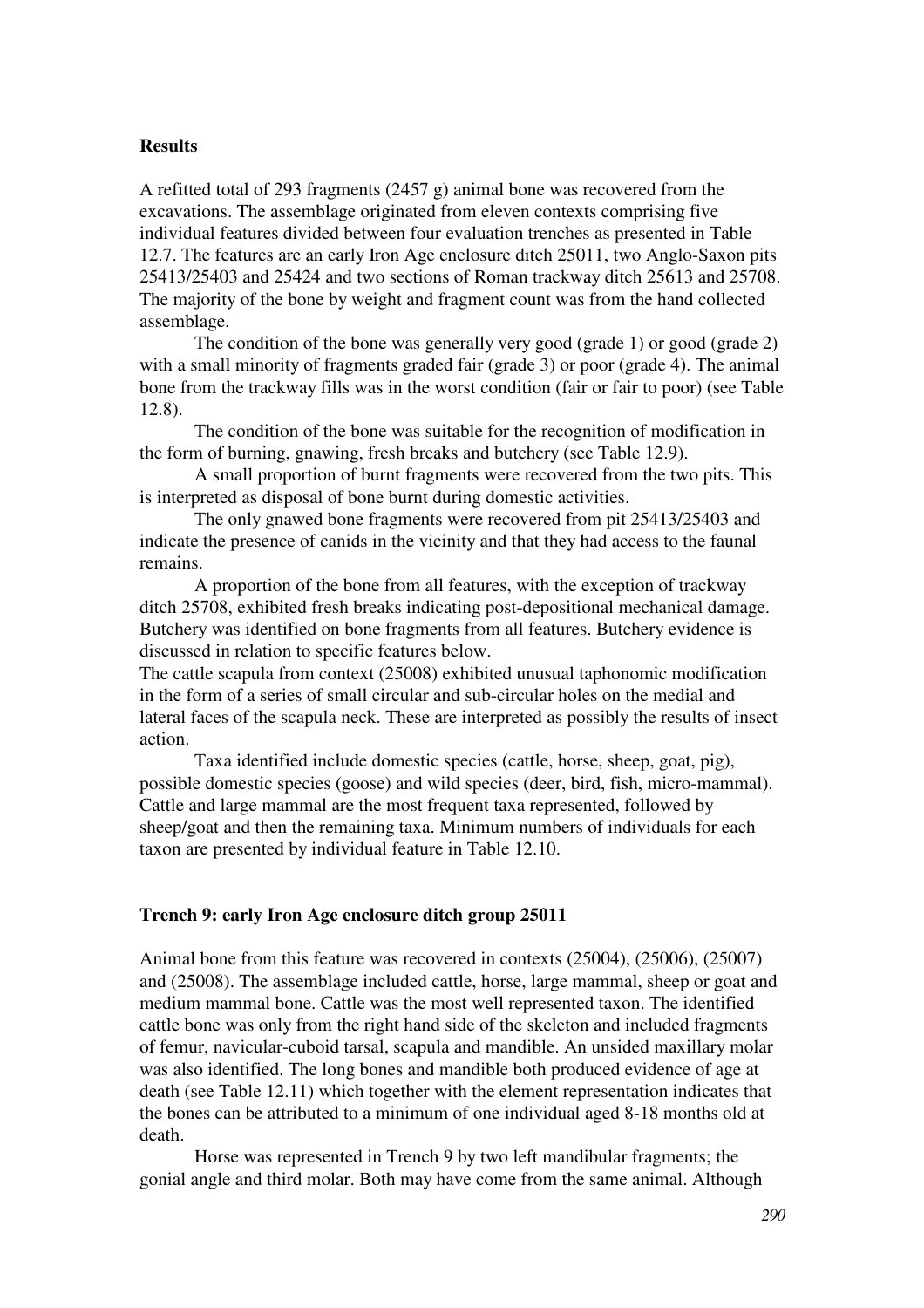**Results**

A refitted total of 293 fragments (2457 g) animal bone was recovered from the excavations. The assemblage originated from eleven contexts comprising five individual features divided between four evaluation trenches as presented in Table 12.7. The features are an early Iron Age enclosure ditch 25011, two Anglo-Saxon pits 25413/25403 and 25424 and two sections of Roman trackway ditch 25613 and 25708. The majority of the bone by weight and fragment count was from the hand collected assemblage.

The condition of the bone was generally very good (grade 1) or good (grade 2) with a small minority of fragments graded fair (grade 3) or poor (grade 4). The animal bone from the trackway fills was in the worst condition (fair or fair to poor) (see Table 12.8).

The condition of the bone was suitable for the recognition of modification in the form of burning, gnawing, fresh breaks and butchery (see Table 12.9).

A small proportion of burnt fragments were recovered from the two pits. This is interpreted as disposal of bone burnt during domestic activities.

The only gnawed bone fragments were recovered from pit 25413/25403 and indicate the presence of canids in the vicinity and that they had access to the faunal remains.

A proportion of the bone from all features, with the exception of trackway ditch 25708, exhibited fresh breaks indicating post-depositional mechanical damage. Butchery was identified on bone fragments from all features. Butchery evidence is discussed in relation to specific features below.

The cattle scapula from context (25008) exhibited unusual taphonomic modification in the form of a series of small circular and sub-circular holes on the medial and lateral faces of the scapula neck. These are interpreted as possibly the results of insect action.

Taxa identified include domestic species (cattle, horse, sheep, goat, pig), possible domestic species (goose) and wild species (deer, bird, fish, micro-mammal). Cattle and large mammal are the most frequent taxa represented, followed by sheep/goat and then the remaining taxa. Minimum numbers of individuals for each taxon are presented by individual feature in Table 12.10.

**Trench 9: early Iron Age enclosure ditch group 25011**

Animal bone from this feature was recovered in contexts (25004), (25006), (25007) and (25008). The assemblage included cattle, horse, large mammal, sheep or goat and medium mammal bone. Cattle was the most well represented taxon. The identified cattle bone was only from the right hand side of the skeleton and included fragments of femur, navicular-cuboid tarsal, scapula and mandible. An unsided maxillary molar was also identified. The long bones and mandible both produced evidence of age at death (see Table 12.11) which together with the element representation indicates that the bones can be attributed to a minimum of one individual aged 8-18 months old at death.

Horse was represented in Trench 9 by two left mandibular fragments; the gonial angle and third molar. Both may have come from the same animal. Although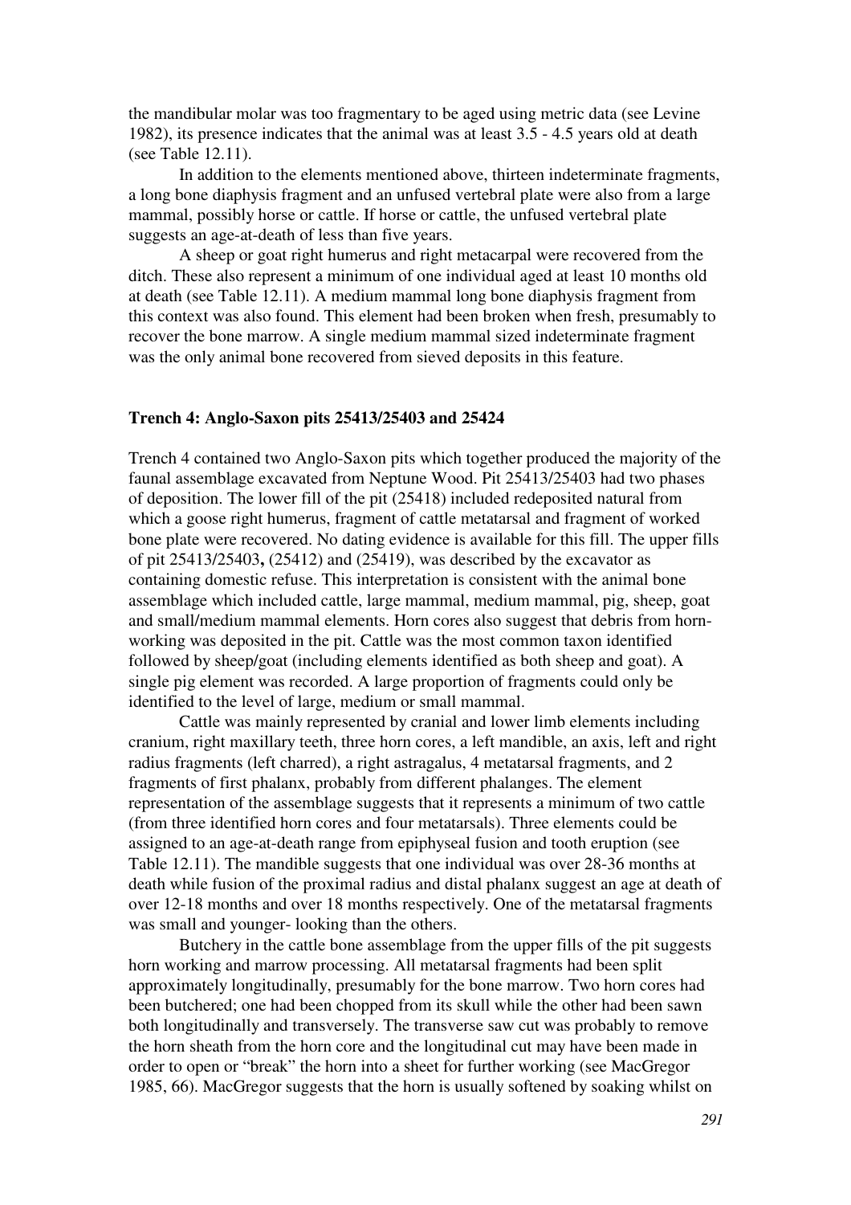the mandibular molar was too fragmentary to be aged using metric data (see Levine 1982), its presence indicates that the animal was at least 3.5 - 4.5 years old at death (see Table 12.11).

In addition to the elements mentioned above, thirteen indeterminate fragments, a long bone diaphysis fragment and an unfused vertebral plate were also from a large mammal, possibly horse or cattle. If horse or cattle, the unfused vertebral plate suggests an age-at-death of less than five years.

A sheep or goat right humerus and right metacarpal were recovered from the ditch. These also represent a minimum of one individual aged at least 10 months old at death (see Table 12.11). A medium mammal long bone diaphysis fragment from this context was also found. This element had been broken when fresh, presumably to recover the bone marrow. A single medium mammal sized indeterminate fragment was the only animal bone recovered from sieved deposits in this feature.

### Trench 4: Anglo-Saxon pits 25413/25403 and 25424

Trench 4 contained two Anglo-Saxon pits which together produced the majority of the faunal assemblage excavated from Neptune Wood. Pit 25413/25403 had two phases of deposition. The lower fill of the pit (25418) included redeposited natural from which a goose right humerus, fragment of cattle metatarsal and fragment of worked bone plate were recovered. No dating evidence is available for this fill. The upper fills of pit 25413/25403**,** (25412) and (25419), was described by the excavator as containing domestic refuse. This interpretation is consistent with the animal bone assemblage which included cattle, large mammal, medium mammal, pig, sheep, goat and small/medium mammal elements. Horn cores also suggest that debris from horn-working was deposited in the pit. Cattle was the most common taxon identified followed by sheep/goat (including elements identified as both sheep and goat). A single pig element was recorded. A large proportion of fragments could only be identified to the level of large, medium or small mammal.

Cattle was mainly represented by cranial and lower limb elements including cranium, right maxillary teeth, three horn cores, a left mandible, an axis, left and right radius fragments (left charred), a right astragalus, 4 metatarsal fragments, and 2 fragments of first phalanx, probably from different phalanges. The element representation of the assemblage suggests that it represents a minimum of two cattle (from three identified horn cores and four metatarsals). Three elements could be assigned to an age-at-death range from epiphyseal fusion and tooth eruption (see Table 12.11). The mandible suggests that one individual was over 28-36 months at death while fusion of the proximal radius and distal phalanx suggest an age at death of over 12-18 months and over 18 months respectively. One of the metatarsal fragments was small and younger- looking than the others.

Butchery in the cattle bone assemblage from the upper fills of the pit suggests horn working and marrow processing. All metatarsal fragments had been split approximately longitudinally, presumably for the bone marrow. Two horn cores had been butchered; one had been chopped from its skull while the other had been sawn both longitudinally and transversely. The transverse saw cut was probably to remove the horn sheath from the horn core and the longitudinal cut may have been made in order to open or "break" the horn into a sheet for further working (see MacGregor 1985, 66). MacGregor suggests that the horn is usually softened by soaking whilst on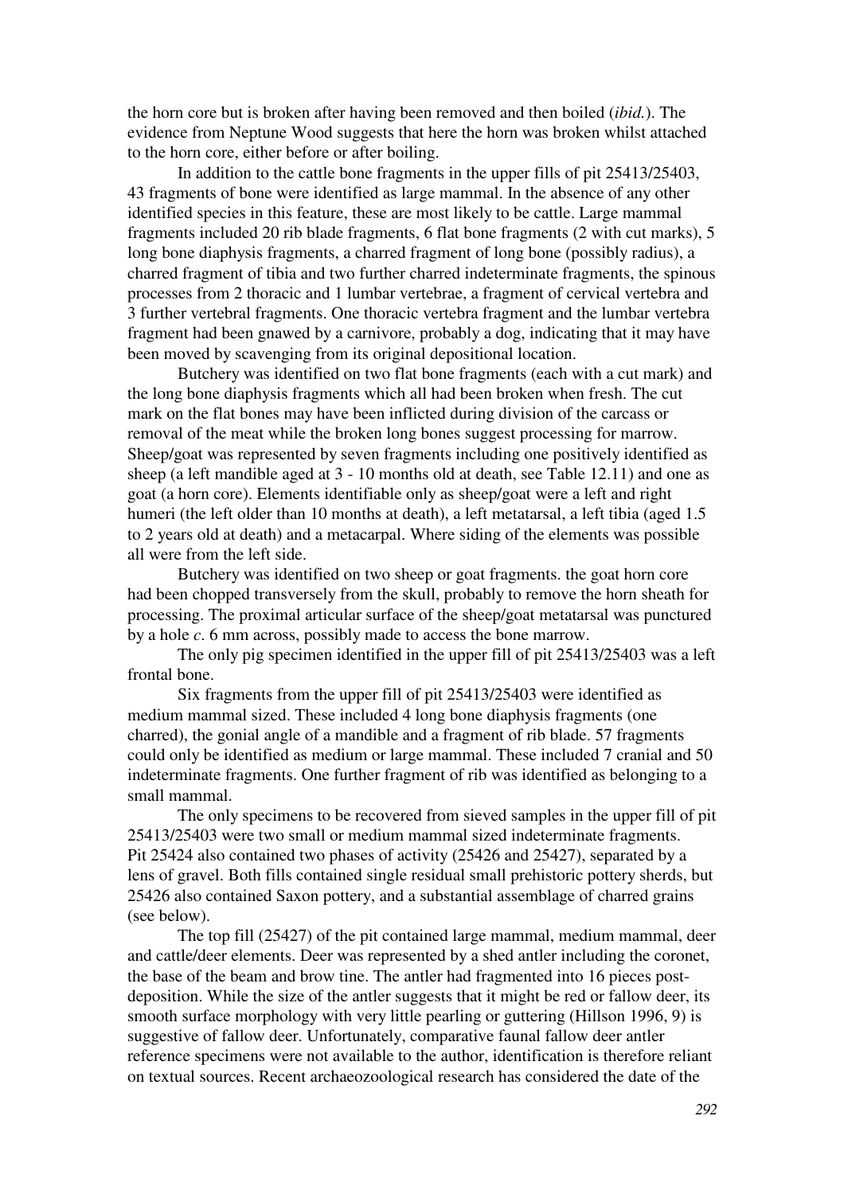the horn core but is broken after having been removed and then boiled (*ibid.*). The evidence from Neptune Wood suggests that here the horn was broken whilst attached to the horn core, either before or after boiling.

In addition to the cattle bone fragments in the upper fills of pit 25413/25403, 43 fragments of bone were identified as large mammal. In the absence of any other identified species in this feature, these are most likely to be cattle. Large mammal fragments included 20 rib blade fragments, 6 flat bone fragments (2 with cut marks), 5 long bone diaphysis fragments, a charred fragment of long bone (possibly radius), a charred fragment of tibia and two further charred indeterminate fragments, the spinous processes from 2 thoracic and 1 lumbar vertebrae, a fragment of cervical vertebra and 3 further vertebral fragments. One thoracic vertebra fragment and the lumbar vertebra fragment had been gnawed by a carnivore, probably a dog, indicating that it may have been moved by scavenging from its original depositional location.

Butchery was identified on two flat bone fragments (each with a cut mark) and the long bone diaphysis fragments which all had been broken when fresh. The cut mark on the flat bones may have been inflicted during division of the carcass or removal of the meat while the broken long bones suggest processing for marrow. Sheep/goat was represented by seven fragments including one positively identified as sheep (a left mandible aged at 3 - 10 months old at death, see Table 12.11) and one as goat (a horn core). Elements identifiable only as sheep/goat were a left and right humeri (the left older than 10 months at death), a left metatarsal, a left tibia (aged 1.5 to 2 years old at death) and a metacarpal. Where siding of the elements was possible all were from the left side.

Butchery was identified on two sheep or goat fragments. the goat horn core had been chopped transversely from the skull, probably to remove the horn sheath for processing. The proximal articular surface of the sheep/goat metatarsal was punctured by a hole *c*. 6 mm across, possibly made to access the bone marrow.

The only pig specimen identified in the upper fill of pit 25413/25403 was a left frontal bone.

Six fragments from the upper fill of pit 25413/25403 were identified as medium mammal sized. These included 4 long bone diaphysis fragments (one charred), the gonial angle of a mandible and a fragment of rib blade. 57 fragments could only be identified as medium or large mammal. These included 7 cranial and 50 indeterminate fragments. One further fragment of rib was identified as belonging to a small mammal.

The only specimens to be recovered from sieved samples in the upper fill of pit 25413/25403 were two small or medium mammal sized indeterminate fragments.
Pit 25424 also contained two phases of activity (25426 and 25427), separated by a lens of gravel. Both fills contained single residual small prehistoric pottery sherds, but 25426 also contained Saxon pottery, and a substantial assemblage of charred grains (see below).

The top fill (25427) of the pit contained large mammal, medium mammal, deer and cattle/deer elements. Deer was represented by a shed antler including the coronet, the base of the beam and brow tine. The antler had fragmented into 16 pieces post-deposition. While the size of the antler suggests that it might be red or fallow deer, its smooth surface morphology with very little pearling or guttering (Hillson 1996, 9) is suggestive of fallow deer. Unfortunately, comparative faunal fallow deer antler reference specimens were not available to the author, identification is therefore reliant on textual sources. Recent archaeozoological research has considered the date of the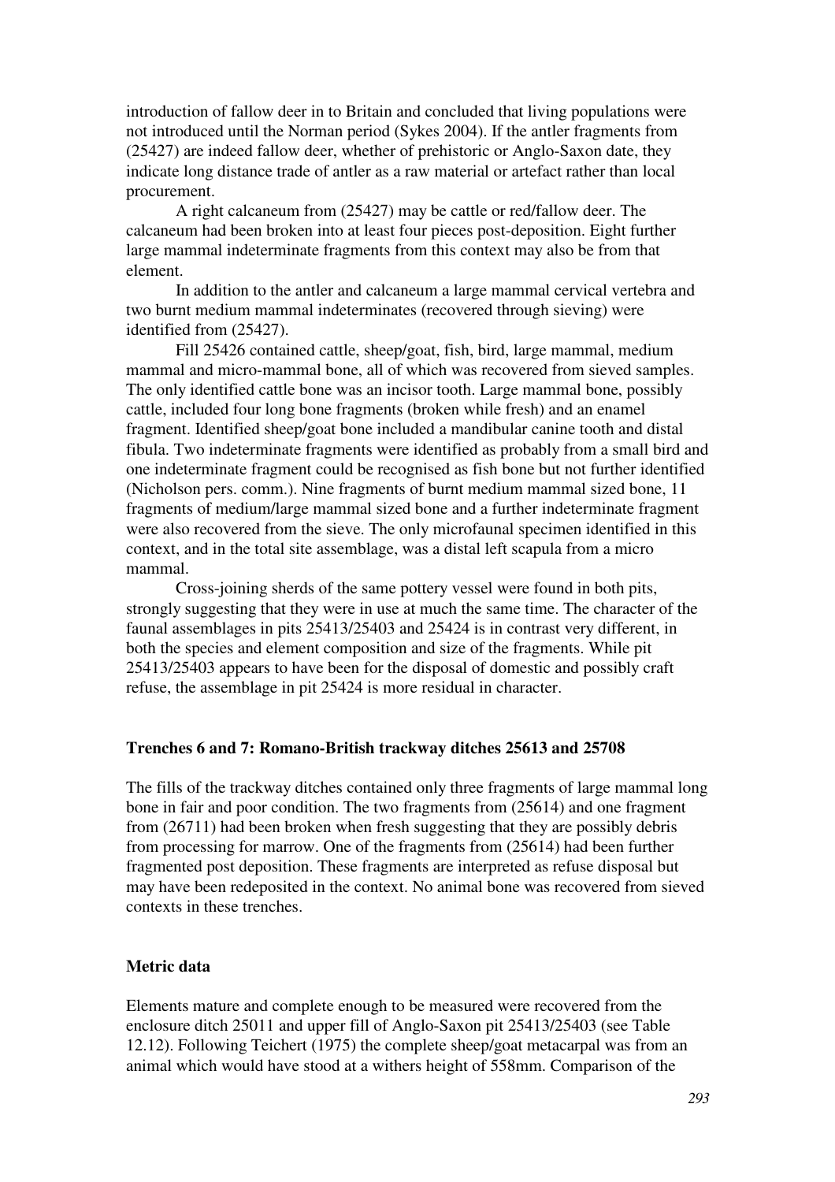introduction of fallow deer in to Britain and concluded that living populations were not introduced until the Norman period (Sykes 2004). If the antler fragments from (25427) are indeed fallow deer, whether of prehistoric or Anglo-Saxon date, they indicate long distance trade of antler as a raw material or artefact rather than local procurement.

A right calcaneum from (25427) may be cattle or red/fallow deer. The calcaneum had been broken into at least four pieces post-deposition. Eight further large mammal indeterminate fragments from this context may also be from that element.

In addition to the antler and calcaneum a large mammal cervical vertebra and two burnt medium mammal indeterminates (recovered through sieving) were identified from (25427).

Fill 25426 contained cattle, sheep/goat, fish, bird, large mammal, medium mammal and micro-mammal bone, all of which was recovered from sieved samples. The only identified cattle bone was an incisor tooth. Large mammal bone, possibly cattle, included four long bone fragments (broken while fresh) and an enamel fragment. Identified sheep/goat bone included a mandibular canine tooth and distal fibula. Two indeterminate fragments were identified as probably from a small bird and one indeterminate fragment could be recognised as fish bone but not further identified (Nicholson pers. comm.). Nine fragments of burnt medium mammal sized bone, 11 fragments of medium/large mammal sized bone and a further indeterminate fragment were also recovered from the sieve. The only microfaunal specimen identified in this context, and in the total site assemblage, was a distal left scapula from a micro mammal.

Cross-joining sherds of the same pottery vessel were found in both pits, strongly suggesting that they were in use at much the same time. The character of the faunal assemblages in pits 25413/25403 and 25424 is in contrast very different, in both the species and element composition and size of the fragments. While pit 25413/25403 appears to have been for the disposal of domestic and possibly craft refuse, the assemblage in pit 25424 is more residual in character.

## Trenches 6 and 7: Romano-British trackway ditches 25613 and 25708

The fills of the trackway ditches contained only three fragments of large mammal long bone in fair and poor condition. The two fragments from (25614) and one fragment from (26711) had been broken when fresh suggesting that they are possibly debris from processing for marrow. One of the fragments from (25614) had been further fragmented post deposition. These fragments are interpreted as refuse disposal but may have been redeposited in the context. No animal bone was recovered from sieved contexts in these trenches.

## Metric data

Elements mature and complete enough to be measured were recovered from the enclosure ditch 25011 and upper fill of Anglo-Saxon pit 25413/25403 (see Table 12.12). Following Teichert (1975) the complete sheep/goat metacarpal was from an animal which would have stood at a withers height of 558mm. Comparison of the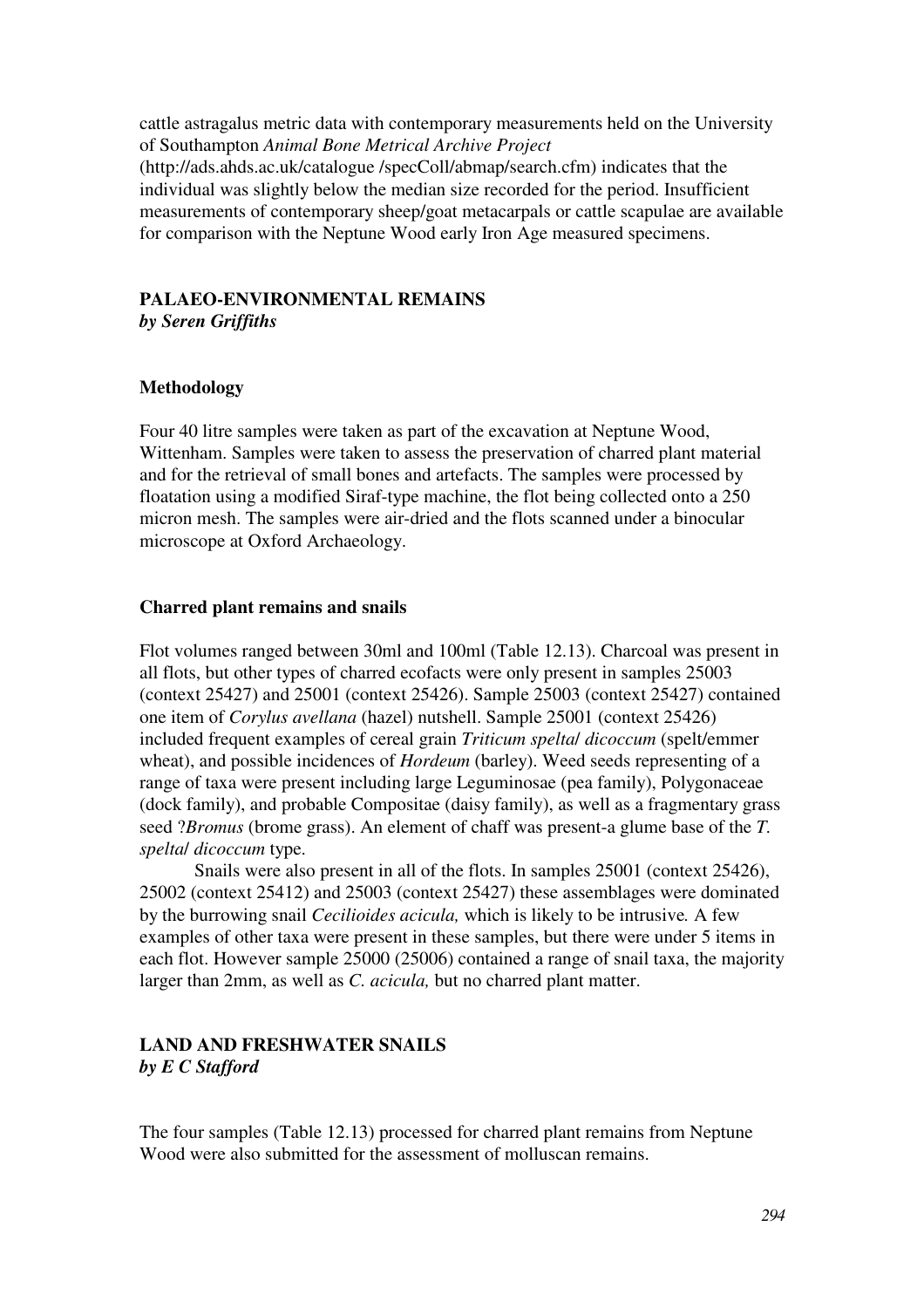cattle astragalus metric data with contemporary measurements held on the University of Southampton *Animal Bone Metrical Archive Project* (http://ads.ahds.ac.uk/catalogue /specColl/abmap/search.cfm) indicates that the individual was slightly below the median size recorded for the period. Insufficient measurements of contemporary sheep/goat metacarpals or cattle scapulae are available for comparison with the Neptune Wood early Iron Age measured specimens.

## PALAEO-ENVIRONMENTAL REMAINS

***by Seren Griffiths***

### Methodology

Four 40 litre samples were taken as part of the excavation at Neptune Wood, Wittenham. Samples were taken to assess the preservation of charred plant material and for the retrieval of small bones and artefacts. The samples were processed by floatation using a modified Siraf-type machine, the flot being collected onto a 250 micron mesh. The samples were air-dried and the flots scanned under a binocular microscope at Oxford Archaeology.

### Charred plant remains and snails

Flot volumes ranged between 30ml and 100ml (Table 12.13). Charcoal was present in all flots, but other types of charred ecofacts were only present in samples 25003 (context 25427) and 25001 (context 25426). Sample 25003 (context 25427) contained one item of *Corylus avellana* (hazel) nutshell. Sample 25001 (context 25426) included frequent examples of cereal grain *Triticum spelta/ dicoccum* (spelt/emmer wheat), and possible incidences of *Hordeum* (barley). Weed seeds representing of a range of taxa were present including large Leguminosae (pea family), Polygonaceae (dock family), and probable Compositae (daisy family), as well as a fragmentary grass seed ?*Bromus* (brome grass). An element of chaff was present-a glume base of the *T. spelta/ dicoccum* type.

Snails were also present in all of the flots. In samples 25001 (context 25426), 25002 (context 25412) and 25003 (context 25427) these assemblages were dominated by the burrowing snail *Cecilioides acicula,* which is likely to be intrusive*.* A few examples of other taxa were present in these samples, but there were under 5 items in each flot. However sample 25000 (25006) contained a range of snail taxa, the majority larger than 2mm, as well as *C. acicula,* but no charred plant matter.

## LAND AND FRESHWATER SNAILS

***by E C Stafford***

The four samples (Table 12.13) processed for charred plant remains from Neptune Wood were also submitted for the assessment of molluscan remains.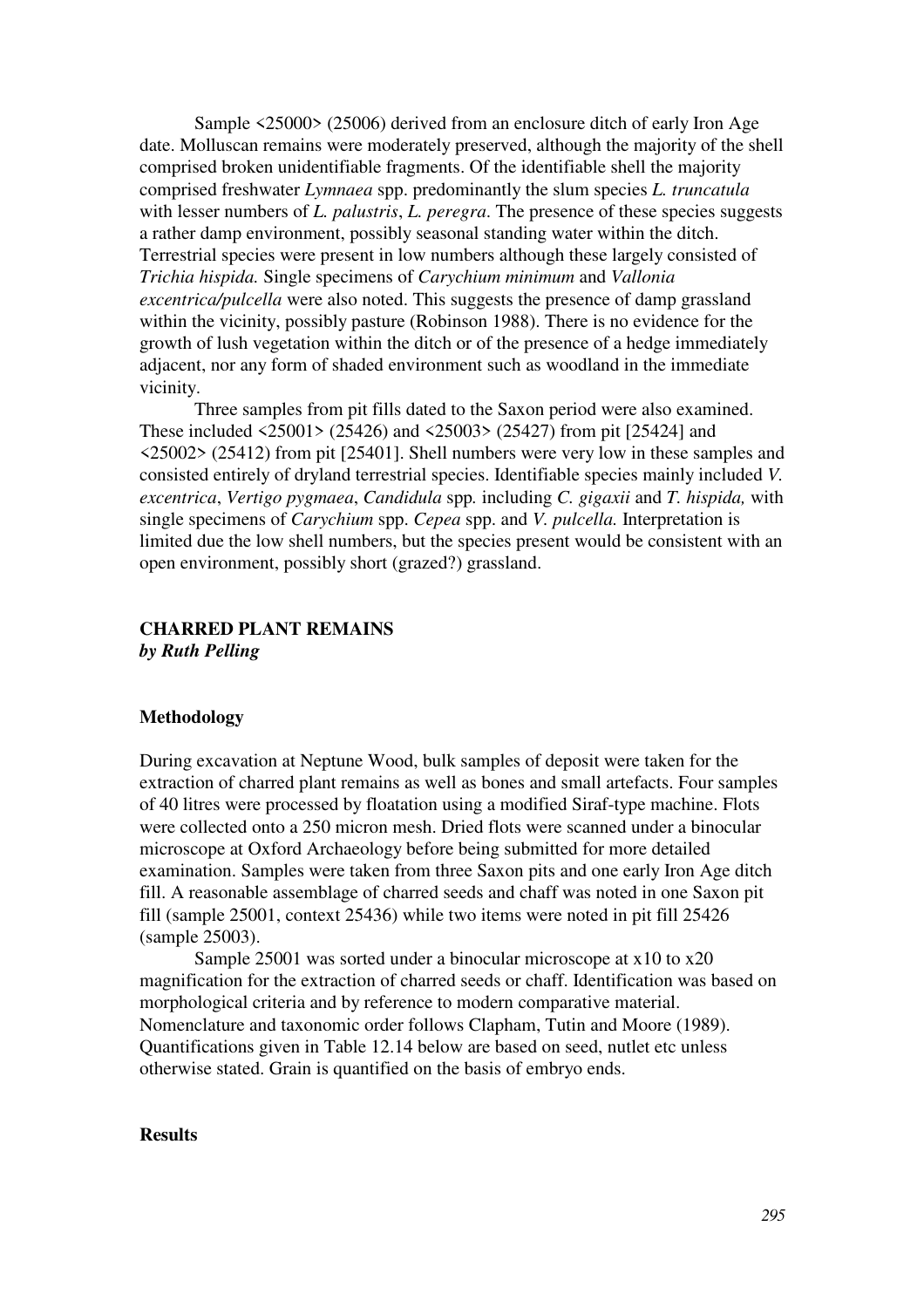Sample <25000> (25006) derived from an enclosure ditch of early Iron Age date. Molluscan remains were moderately preserved, although the majority of the shell comprised broken unidentifiable fragments. Of the identifiable shell the majority comprised freshwater *Lymnaea* spp. predominantly the slum species *L. truncatula* with lesser numbers of *L. palustris*, *L. peregra*. The presence of these species suggests a rather damp environment, possibly seasonal standing water within the ditch. Terrestrial species were present in low numbers although these largely consisted of *Trichia hispida.* Single specimens of *Carychium minimum* and *Vallonia excentrica/pulcella* were also noted. This suggests the presence of damp grassland within the vicinity, possibly pasture (Robinson 1988). There is no evidence for the growth of lush vegetation within the ditch or of the presence of a hedge immediately adjacent, nor any form of shaded environment such as woodland in the immediate vicinity.

Three samples from pit fills dated to the Saxon period were also examined. These included <25001> (25426) and <25003> (25427) from pit [25424] and <25002> (25412) from pit [25401]. Shell numbers were very low in these samples and consisted entirely of dryland terrestrial species. Identifiable species mainly included *V. excentrica*, *Vertigo pygmaea*, *Candidula* spp*.* including *C. gigaxii* and *T. hispida,* with single specimens of *Carychium* spp. *Cepea* spp. and *V. pulcella.* Interpretation is limited due the low shell numbers, but the species present would be consistent with an open environment, possibly short (grazed?) grassland.

## CHARRED PLANT REMAINS
***by Ruth Pelling***

### Methodology

During excavation at Neptune Wood, bulk samples of deposit were taken for the extraction of charred plant remains as well as bones and small artefacts. Four samples of 40 litres were processed by floatation using a modified Siraf-type machine. Flots were collected onto a 250 micron mesh. Dried flots were scanned under a binocular microscope at Oxford Archaeology before being submitted for more detailed examination. Samples were taken from three Saxon pits and one early Iron Age ditch fill. A reasonable assemblage of charred seeds and chaff was noted in one Saxon pit fill (sample 25001, context 25436) while two items were noted in pit fill 25426 (sample 25003).

Sample 25001 was sorted under a binocular microscope at x10 to x20 magnification for the extraction of charred seeds or chaff. Identification was based on morphological criteria and by reference to modern comparative material. Nomenclature and taxonomic order follows Clapham, Tutin and Moore (1989). Quantifications given in Table 12.14 below are based on seed, nutlet etc unless otherwise stated. Grain is quantified on the basis of embryo ends.

### Results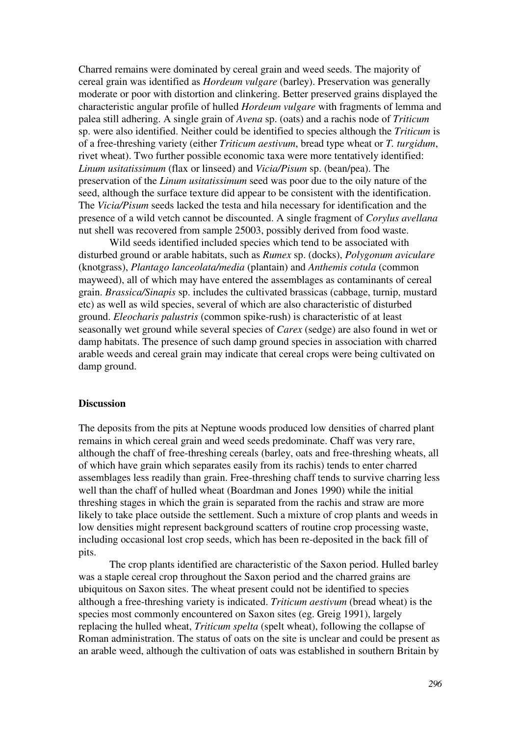Charred remains were dominated by cereal grain and weed seeds. The majority of cereal grain was identified as *Hordeum vulgare* (barley). Preservation was generally moderate or poor with distortion and clinkering. Better preserved grains displayed the characteristic angular profile of hulled *Hordeum vulgare* with fragments of lemma and palea still adhering. A single grain of *Avena* sp. (oats) and a rachis node of *Triticum* sp. were also identified. Neither could be identified to species although the *Triticum* is of a free-threshing variety (either *Triticum aestivum*, bread type wheat or *T. turgidum*, rivet wheat). Two further possible economic taxa were more tentatively identified: *Linum usitatissimum* (flax or linseed) and *Vicia/Pisum* sp. (bean/pea). The preservation of the *Linum usitatissimum* seed was poor due to the oily nature of the seed, although the surface texture did appear to be consistent with the identification. The *Vicia/Pisum* seeds lacked the testa and hila necessary for identification and the presence of a wild vetch cannot be discounted. A single fragment of *Corylus avellana* nut shell was recovered from sample 25003, possibly derived from food waste.

Wild seeds identified included species which tend to be associated with disturbed ground or arable habitats, such as *Rumex* sp. (docks), *Polygonum aviculare* (knotgrass), *Plantago lanceolata/media* (plantain) and *Anthemis cotula* (common mayweed), all of which may have entered the assemblages as contaminants of cereal grain. *Brassica/Sinapis* sp. includes the cultivated brassicas (cabbage, turnip, mustard etc) as well as wild species, several of which are also characteristic of disturbed ground. *Eleocharis palustris* (common spike-rush) is characteristic of at least seasonally wet ground while several species of *Carex* (sedge) are also found in wet or damp habitats. The presence of such damp ground species in association with charred arable weeds and cereal grain may indicate that cereal crops were being cultivated on damp ground.

**Discussion**

The deposits from the pits at Neptune woods produced low densities of charred plant remains in which cereal grain and weed seeds predominate. Chaff was very rare, although the chaff of free-threshing cereals (barley, oats and free-threshing wheats, all of which have grain which separates easily from its rachis) tends to enter charred assemblages less readily than grain. Free-threshing chaff tends to survive charring less well than the chaff of hulled wheat (Boardman and Jones 1990) while the initial threshing stages in which the grain is separated from the rachis and straw are more likely to take place outside the settlement. Such a mixture of crop plants and weeds in low densities might represent background scatters of routine crop processing waste, including occasional lost crop seeds, which has been re-deposited in the back fill of pits.

The crop plants identified are characteristic of the Saxon period. Hulled barley was a staple cereal crop throughout the Saxon period and the charred grains are ubiquitous on Saxon sites. The wheat present could not be identified to species although a free-threshing variety is indicated. *Triticum aestivum* (bread wheat) is the species most commonly encountered on Saxon sites (eg. Greig 1991), largely replacing the hulled wheat, *Triticum spelta* (spelt wheat), following the collapse of Roman administration. The status of oats on the site is unclear and could be present as an arable weed, although the cultivation of oats was established in southern Britain by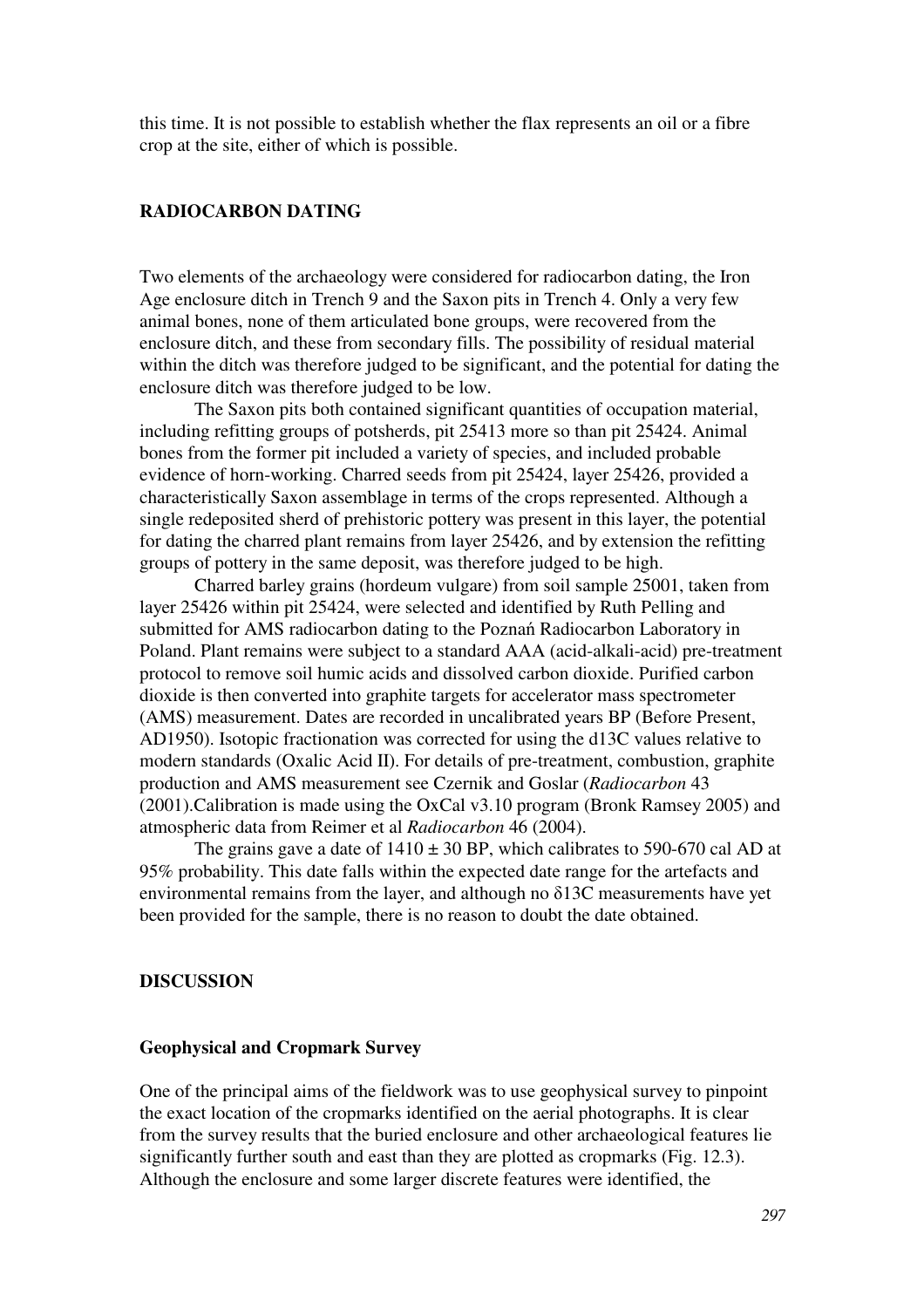this time. It is not possible to establish whether the flax represents an oil or a fibre crop at the site, either of which is possible.

## RADIOCARBON DATING

Two elements of the archaeology were considered for radiocarbon dating, the Iron Age enclosure ditch in Trench 9 and the Saxon pits in Trench 4. Only a very few animal bones, none of them articulated bone groups, were recovered from the enclosure ditch, and these from secondary fills. The possibility of residual material within the ditch was therefore judged to be significant, and the potential for dating the enclosure ditch was therefore judged to be low.

The Saxon pits both contained significant quantities of occupation material, including refitting groups of potsherds, pit 25413 more so than pit 25424. Animal bones from the former pit included a variety of species, and included probable evidence of horn-working. Charred seeds from pit 25424, layer 25426, provided a characteristically Saxon assemblage in terms of the crops represented. Although a single redeposited sherd of prehistoric pottery was present in this layer, the potential for dating the charred plant remains from layer 25426, and by extension the refitting groups of pottery in the same deposit, was therefore judged to be high.

Charred barley grains (hordeum vulgare) from soil sample 25001, taken from layer 25426 within pit 25424, were selected and identified by Ruth Pelling and submitted for AMS radiocarbon dating to the Poznań Radiocarbon Laboratory in Poland. Plant remains were subject to a standard AAA (acid-alkali-acid) pre-treatment protocol to remove soil humic acids and dissolved carbon dioxide. Purified carbon dioxide is then converted into graphite targets for accelerator mass spectrometer (AMS) measurement. Dates are recorded in uncalibrated years BP (Before Present, AD1950). Isotopic fractionation was corrected for using the d13C values relative to modern standards (Oxalic Acid II). For details of pre-treatment, combustion, graphite production and AMS measurement see Czernik and Goslar (*Radiocarbon* 43 (2001).Calibration is made using the OxCal v3.10 program (Bronk Ramsey 2005) and atmospheric data from Reimer et al *Radiocarbon* 46 (2004).

The grains gave a date of 1410 ± 30 BP, which calibrates to 590-670 cal AD at 95% probability. This date falls within the expected date range for the artefacts and environmental remains from the layer, and although no $\delta^{13}C$ measurements have yet been provided for the sample, there is no reason to doubt the date obtained.

## DISCUSSION

### Geophysical and Cropmark Survey

One of the principal aims of the fieldwork was to use geophysical survey to pinpoint the exact location of the cropmarks identified on the aerial photographs. It is clear from the survey results that the buried enclosure and other archaeological features lie significantly further south and east than they are plotted as cropmarks (Fig. 12.3). Although the enclosure and some larger discrete features were identified, the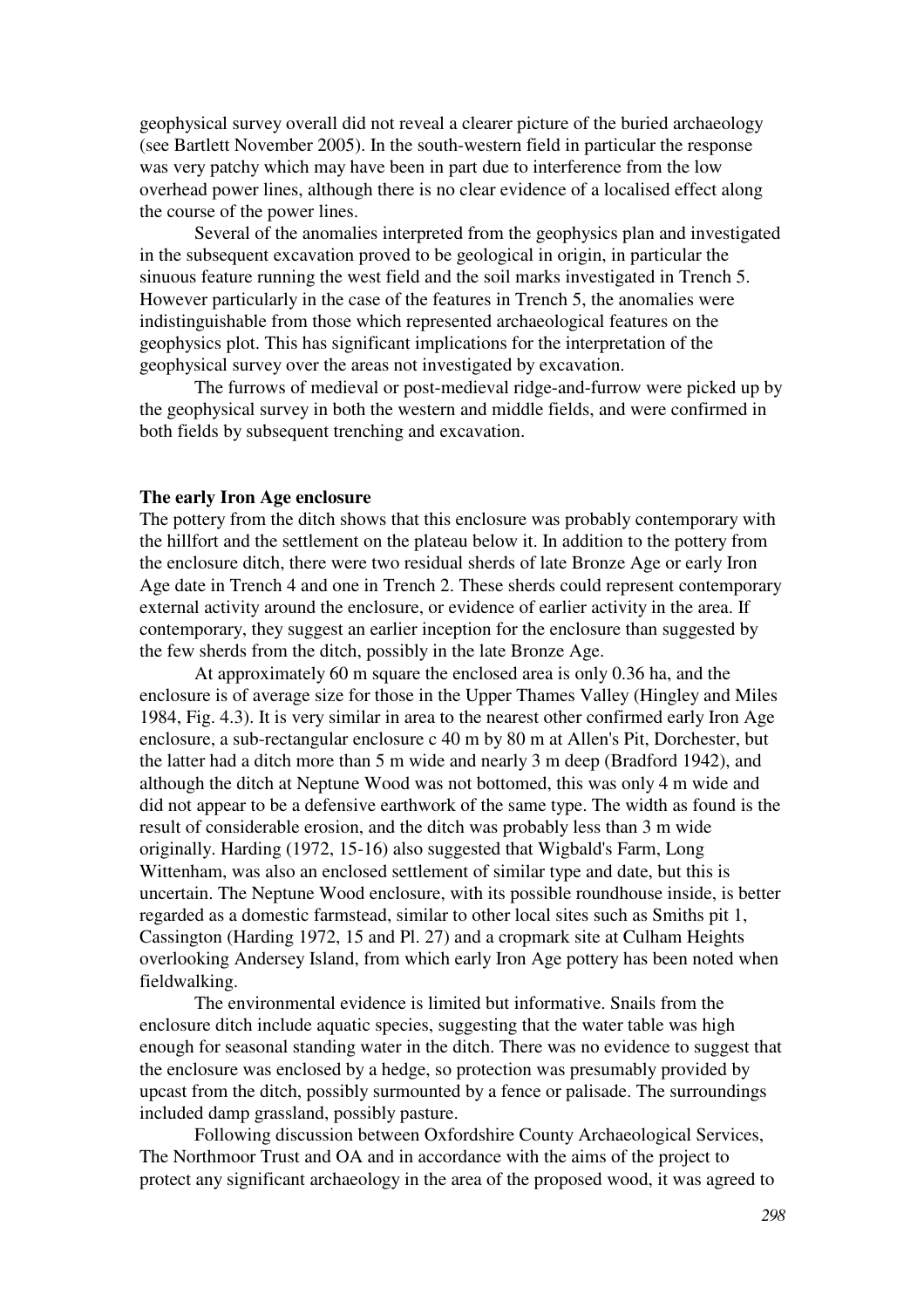geophysical survey overall did not reveal a clearer picture of the buried archaeology (see Bartlett November 2005). In the south-western field in particular the response was very patchy which may have been in part due to interference from the low overhead power lines, although there is no clear evidence of a localised effect along the course of the power lines.

Several of the anomalies interpreted from the geophysics plan and investigated in the subsequent excavation proved to be geological in origin, in particular the sinuous feature running the west field and the soil marks investigated in Trench 5. However particularly in the case of the features in Trench 5, the anomalies were indistinguishable from those which represented archaeological features on the geophysics plot. This has significant implications for the interpretation of the geophysical survey over the areas not investigated by excavation.

The furrows of medieval or post-medieval ridge-and-furrow were picked up by the geophysical survey in both the western and middle fields, and were confirmed in both fields by subsequent trenching and excavation.

**The early Iron Age enclosure**

The pottery from the ditch shows that this enclosure was probably contemporary with the hillfort and the settlement on the plateau below it. In addition to the pottery from the enclosure ditch, there were two residual sherds of late Bronze Age or early Iron Age date in Trench 4 and one in Trench 2. These sherds could represent contemporary external activity around the enclosure, or evidence of earlier activity in the area. If contemporary, they suggest an earlier inception for the enclosure than suggested by the few sherds from the ditch, possibly in the late Bronze Age.

At approximately 60 m square the enclosed area is only 0.36 ha, and the enclosure is of average size for those in the Upper Thames Valley (Hingley and Miles 1984, Fig. 4.3). It is very similar in area to the nearest other confirmed early Iron Age enclosure, a sub-rectangular enclosure c 40 m by 80 m at Allen's Pit, Dorchester, but the latter had a ditch more than 5 m wide and nearly 3 m deep (Bradford 1942), and although the ditch at Neptune Wood was not bottomed, this was only 4 m wide and did not appear to be a defensive earthwork of the same type. The width as found is the result of considerable erosion, and the ditch was probably less than 3 m wide originally. Harding (1972, 15-16) also suggested that Wigbald's Farm, Long Wittenham, was also an enclosed settlement of similar type and date, but this is uncertain. The Neptune Wood enclosure, with its possible roundhouse inside, is better regarded as a domestic farmstead, similar to other local sites such as Smiths pit 1, Cassington (Harding 1972, 15 and Pl. 27) and a cropmark site at Culham Heights overlooking Andersey Island, from which early Iron Age pottery has been noted when fieldwalking.

The environmental evidence is limited but informative. Snails from the enclosure ditch include aquatic species, suggesting that the water table was high enough for seasonal standing water in the ditch. There was no evidence to suggest that the enclosure was enclosed by a hedge, so protection was presumably provided by upcast from the ditch, possibly surmounted by a fence or palisade. The surroundings included damp grassland, possibly pasture.

Following discussion between Oxfordshire County Archaeological Services, The Northmoor Trust and OA and in accordance with the aims of the project to protect any significant archaeology in the area of the proposed wood, it was agreed to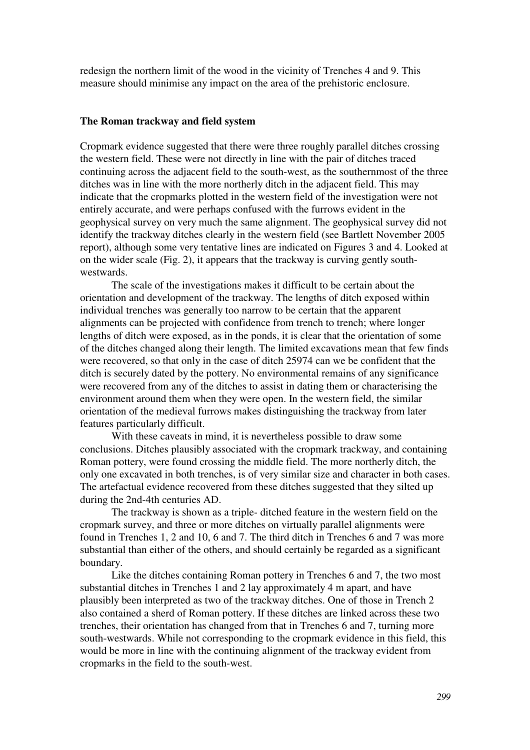redesign the northern limit of the wood in the vicinity of Trenches 4 and 9. This measure should minimise any impact on the area of the prehistoric enclosure.

**The Roman trackway and field system**

Cropmark evidence suggested that there were three roughly parallel ditches crossing the western field. These were not directly in line with the pair of ditches traced continuing across the adjacent field to the south-west, as the southernmost of the three ditches was in line with the more northerly ditch in the adjacent field. This may indicate that the cropmarks plotted in the western field of the investigation were not entirely accurate, and were perhaps confused with the furrows evident in the geophysical survey on very much the same alignment. The geophysical survey did not identify the trackway ditches clearly in the western field (see Bartlett November 2005 report), although some very tentative lines are indicated on Figures 3 and 4. Looked at on the wider scale (Fig. 2), it appears that the trackway is curving gently south-westwards.

The scale of the investigations makes it difficult to be certain about the orientation and development of the trackway. The lengths of ditch exposed within individual trenches was generally too narrow to be certain that the apparent alignments can be projected with confidence from trench to trench; where longer lengths of ditch were exposed, as in the ponds, it is clear that the orientation of some of the ditches changed along their length. The limited excavations mean that few finds were recovered, so that only in the case of ditch 25974 can we be confident that the ditch is securely dated by the pottery. No environmental remains of any significance were recovered from any of the ditches to assist in dating them or characterising the environment around them when they were open. In the western field, the similar orientation of the medieval furrows makes distinguishing the trackway from later features particularly difficult.

With these caveats in mind, it is nevertheless possible to draw some conclusions. Ditches plausibly associated with the cropmark trackway, and containing Roman pottery, were found crossing the middle field. The more northerly ditch, the only one excavated in both trenches, is of very similar size and character in both cases. The artefactual evidence recovered from these ditches suggested that they silted up during the 2nd-4th centuries AD.

The trackway is shown as a triple- ditched feature in the western field on the cropmark survey, and three or more ditches on virtually parallel alignments were found in Trenches 1, 2 and 10, 6 and 7. The third ditch in Trenches 6 and 7 was more substantial than either of the others, and should certainly be regarded as a significant boundary.

Like the ditches containing Roman pottery in Trenches 6 and 7, the two most substantial ditches in Trenches 1 and 2 lay approximately 4 m apart, and have plausibly been interpreted as two of the trackway ditches. One of those in Trench 2 also contained a sherd of Roman pottery. If these ditches are linked across these two trenches, their orientation has changed from that in Trenches 6 and 7, turning more south-westwards. While not corresponding to the cropmark evidence in this field, this would be more in line with the continuing alignment of the trackway evident from cropmarks in the field to the south-west.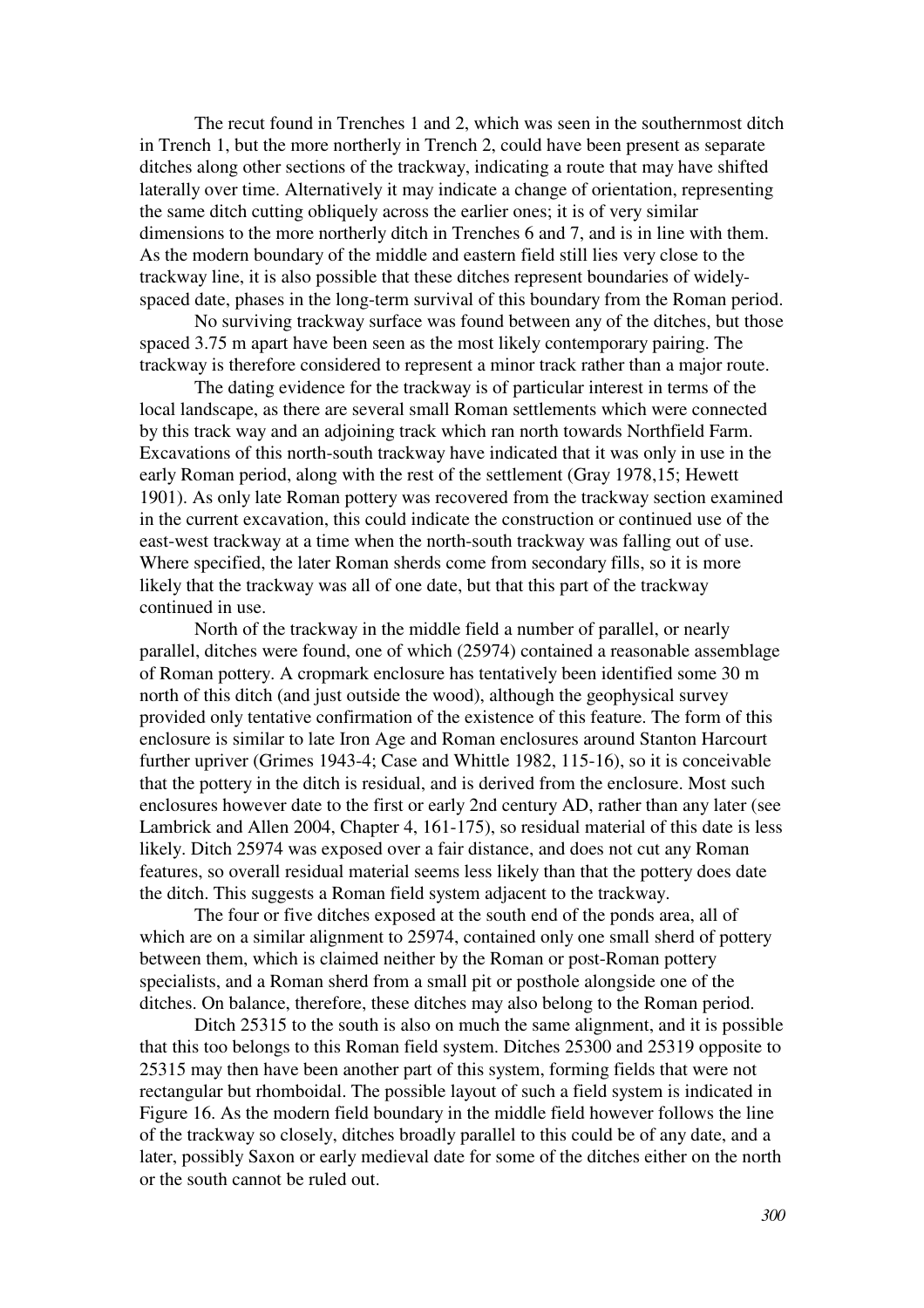The recut found in Trenches 1 and 2, which was seen in the southernmost ditch in Trench 1, but the more northerly in Trench 2, could have been present as separate ditches along other sections of the trackway, indicating a route that may have shifted laterally over time. Alternatively it may indicate a change of orientation, representing the same ditch cutting obliquely across the earlier ones; it is of very similar dimensions to the more northerly ditch in Trenches 6 and 7, and is in line with them. As the modern boundary of the middle and eastern field still lies very close to the trackway line, it is also possible that these ditches represent boundaries of widely-spaced date, phases in the long-term survival of this boundary from the Roman period.

No surviving trackway surface was found between any of the ditches, but those spaced 3.75 m apart have been seen as the most likely contemporary pairing. The trackway is therefore considered to represent a minor track rather than a major route.

The dating evidence for the trackway is of particular interest in terms of the local landscape, as there are several small Roman settlements which were connected by this track way and an adjoining track which ran north towards Northfield Farm. Excavations of this north-south trackway have indicated that it was only in use in the early Roman period, along with the rest of the settlement (Gray 1978,15; Hewett 1901). As only late Roman pottery was recovered from the trackway section examined in the current excavation, this could indicate the construction or continued use of the east-west trackway at a time when the north-south trackway was falling out of use. Where specified, the later Roman sherds come from secondary fills, so it is more likely that the trackway was all of one date, but that this part of the trackway continued in use.

North of the trackway in the middle field a number of parallel, or nearly parallel, ditches were found, one of which (25974) contained a reasonable assemblage of Roman pottery. A cropmark enclosure has tentatively been identified some 30 m north of this ditch (and just outside the wood), although the geophysical survey provided only tentative confirmation of the existence of this feature. The form of this enclosure is similar to late Iron Age and Roman enclosures around Stanton Harcourt further upriver (Grimes 1943-4; Case and Whittle 1982, 115-16), so it is conceivable that the pottery in the ditch is residual, and is derived from the enclosure. Most such enclosures however date to the first or early 2nd century AD, rather than any later (see Lambrick and Allen 2004, Chapter 4, 161-175), so residual material of this date is less likely. Ditch 25974 was exposed over a fair distance, and does not cut any Roman features, so overall residual material seems less likely than that the pottery does date the ditch. This suggests a Roman field system adjacent to the trackway.

The four or five ditches exposed at the south end of the ponds area, all of which are on a similar alignment to 25974, contained only one small sherd of pottery between them, which is claimed neither by the Roman or post-Roman pottery specialists, and a Roman sherd from a small pit or posthole alongside one of the ditches. On balance, therefore, these ditches may also belong to the Roman period.

Ditch 25315 to the south is also on much the same alignment, and it is possible that this too belongs to this Roman field system. Ditches 25300 and 25319 opposite to 25315 may then have been another part of this system, forming fields that were not rectangular but rhomboidal. The possible layout of such a field system is indicated in Figure 16. As the modern field boundary in the middle field however follows the line of the trackway so closely, ditches broadly parallel to this could be of any date, and a later, possibly Saxon or early medieval date for some of the ditches either on the north or the south cannot be ruled out.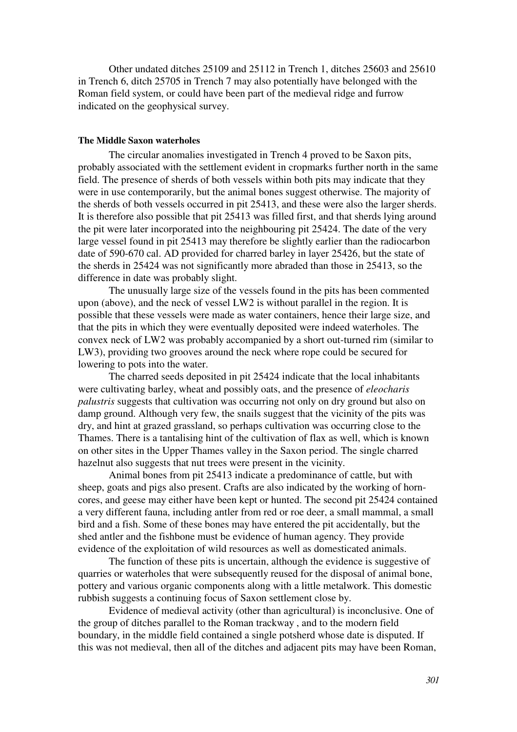Other undated ditches 25109 and 25112 in Trench 1, ditches 25603 and 25610 in Trench 6, ditch 25705 in Trench 7 may also potentially have belonged with the Roman field system, or could have been part of the medieval ridge and furrow indicated on the geophysical survey.

**The Middle Saxon waterholes**

The circular anomalies investigated in Trench 4 proved to be Saxon pits, probably associated with the settlement evident in cropmarks further north in the same field. The presence of sherds of both vessels within both pits may indicate that they were in use contemporarily, but the animal bones suggest otherwise. The majority of the sherds of both vessels occurred in pit 25413, and these were also the larger sherds. It is therefore also possible that pit 25413 was filled first, and that sherds lying around the pit were later incorporated into the neighbouring pit 25424. The date of the very large vessel found in pit 25413 may therefore be slightly earlier than the radiocarbon date of 590-670 cal. AD provided for charred barley in layer 25426, but the state of the sherds in 25424 was not significantly more abraded than those in 25413, so the difference in date was probably slight.

The unusually large size of the vessels found in the pits has been commented upon (above), and the neck of vessel LW2 is without parallel in the region. It is possible that these vessels were made as water containers, hence their large size, and that the pits in which they were eventually deposited were indeed waterholes. The convex neck of LW2 was probably accompanied by a short out-turned rim (similar to LW3), providing two grooves around the neck where rope could be secured for lowering to pots into the water.

The charred seeds deposited in pit 25424 indicate that the local inhabitants were cultivating barley, wheat and possibly oats, and the presence of *eleocharis palustris* suggests that cultivation was occurring not only on dry ground but also on damp ground. Although very few, the snails suggest that the vicinity of the pits was dry, and hint at grazed grassland, so perhaps cultivation was occurring close to the Thames. There is a tantalising hint of the cultivation of flax as well, which is known on other sites in the Upper Thames valley in the Saxon period. The single charred hazelnut also suggests that nut trees were present in the vicinity.

Animal bones from pit 25413 indicate a predominance of cattle, but with sheep, goats and pigs also present. Crafts are also indicated by the working of horn-cores, and geese may either have been kept or hunted. The second pit 25424 contained a very different fauna, including antler from red or roe deer, a small mammal, a small bird and a fish. Some of these bones may have entered the pit accidentally, but the shed antler and the fishbone must be evidence of human agency. They provide evidence of the exploitation of wild resources as well as domesticated animals.

The function of these pits is uncertain, although the evidence is suggestive of quarries or waterholes that were subsequently reused for the disposal of animal bone, pottery and various organic components along with a little metalwork. This domestic rubbish suggests a continuing focus of Saxon settlement close by.

Evidence of medieval activity (other than agricultural) is inconclusive. One of the group of ditches parallel to the Roman trackway , and to the modern field boundary, in the middle field contained a single potsherd whose date is disputed. If this was not medieval, then all of the ditches and adjacent pits may have been Roman,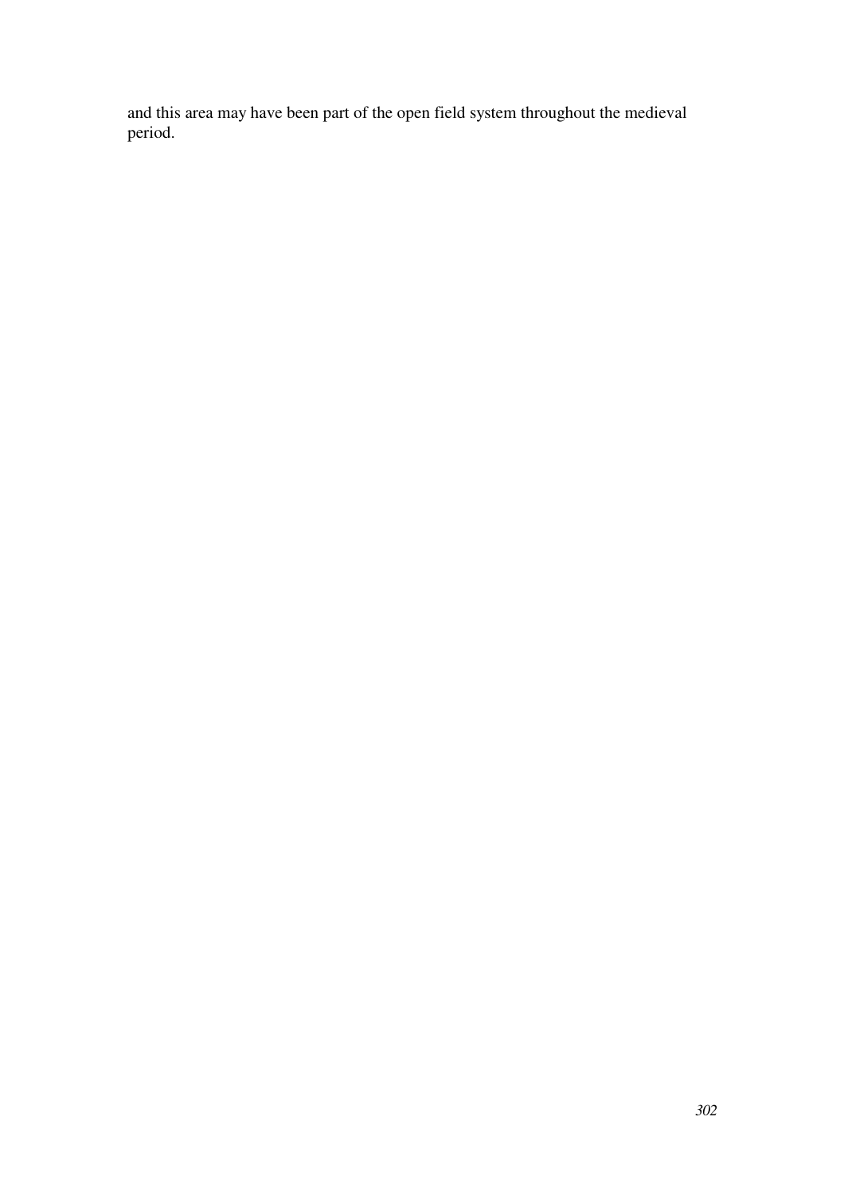and this area may have been part of the open field system throughout the medieval period.